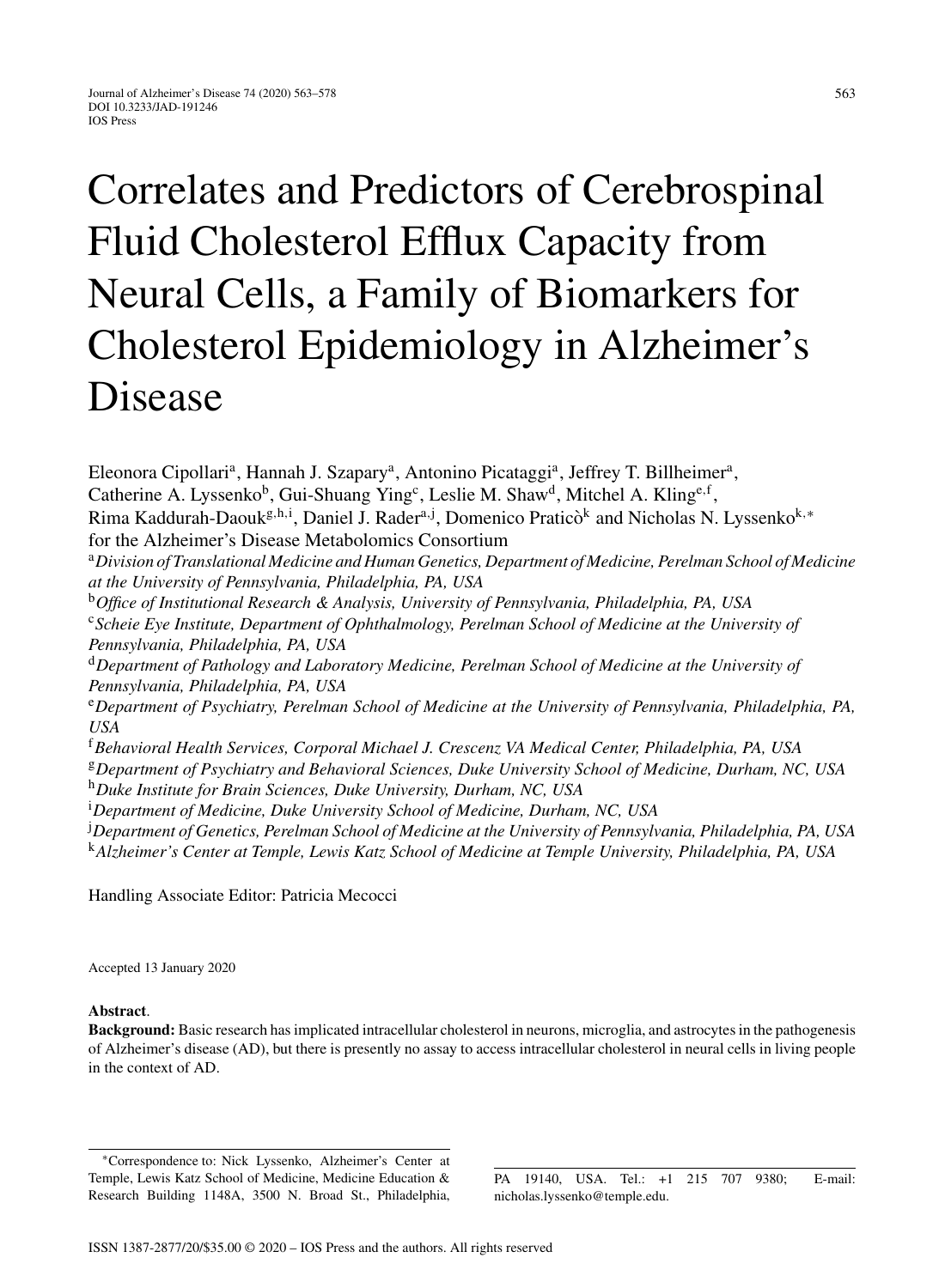# Correlates and Predictors of Cerebrospinal Fluid Cholesterol Efflux Capacity from Neural Cells, a Family of Biomarkers for Cholesterol Epidemiology in Alzheimer's Disease

Eleonora Cipollari[a], Hannah J. Szapary[a], Antonino Picataggi[a], Jeffrey T. Billheimer[a], Catherine A. Lyssenko[b], Gui-Shuang Ying[c], Leslie M. Shaw[d], Mitchel A. Kling[e,f], Rima Kaddurah-Daouk[g,h,i], Daniel J. Rader[a,j], Domenico Praticò[k] and Nicholas N. Lyssenko[k,*] for the Alzheimer's Disease Metabolomics Consortium

[a]*Division of Translational Medicine and Human Genetics, Department of Medicine, Perelman School of Medicine at the University of Pennsylvania, Philadelphia, PA, USA*
[b]*Office of Institutional Research & Analysis, University of Pennsylvania, Philadelphia, PA, USA*
[c]*Scheie Eye Institute, Department of Ophthalmology, Perelman School of Medicine at the University of Pennsylvania, Philadelphia, PA, USA*
[d]*Department of Pathology and Laboratory Medicine, Perelman School of Medicine at the University of Pennsylvania, Philadelphia, PA, USA*
[e]*Department of Psychiatry, Perelman School of Medicine at the University of Pennsylvania, Philadelphia, PA, USA*
[f]*Behavioral Health Services, Corporal Michael J. Crescenz VA Medical Center, Philadelphia, PA, USA*
[g]*Department of Psychiatry and Behavioral Sciences, Duke University School of Medicine, Durham, NC, USA*
[h]*Duke Institute for Brain Sciences, Duke University, Durham, NC, USA*
[i]*Department of Medicine, Duke University School of Medicine, Durham, NC, USA*
[j]*Department of Genetics, Perelman School of Medicine at the University of Pennsylvania, Philadelphia, PA, USA*
[k]*Alzheimer's Center at Temple, Lewis Katz School of Medicine at Temple University, Philadelphia, PA, USA*

Handling Associate Editor: Patricia Mecocci

Accepted 13 January 2020

**Abstract**.

**Background:** Basic research has implicated intracellular cholesterol in neurons, microglia, and astrocytes in the pathogenesis of Alzheimer's disease (AD), but there is presently no assay to access intracellular cholesterol in neural cells in living people in the context of AD.

*Correspondence to: Nick Lyssenko, Alzheimer's Center at Temple, Lewis Katz School of Medicine, Medicine Education & Research Building 1148A, 3500 N. Broad St., Philadelphia, PA 19140, USA. Tel.: +1 215 707 9380; E-mail: nicholas.lyssenko@temple.edu.

ISSN 1387-2877/20/$35.00 © 2020 – IOS Press and the authors. All rights reserved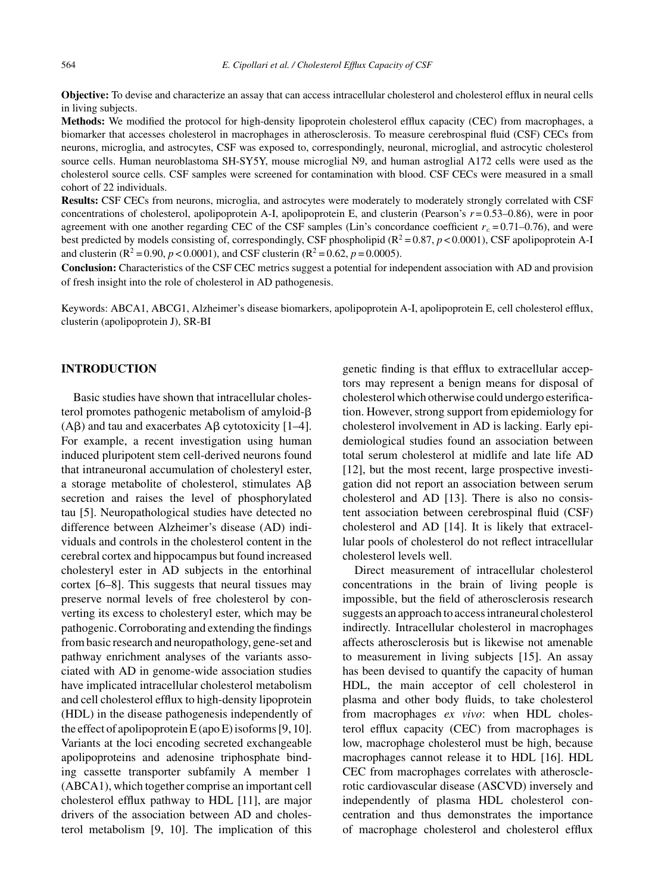**Objective:** To devise and characterize an assay that can access intracellular cholesterol and cholesterol efflux in neural cells in living subjects.

**Methods:** We modified the protocol for high-density lipoprotein cholesterol efflux capacity (CEC) from macrophages, a biomarker that accesses cholesterol in macrophages in atherosclerosis. To measure cerebrospinal fluid (CSF) CECs from neurons, microglia, and astrocytes, CSF was exposed to, correspondingly, neuronal, microglial, and astrocytic cholesterol source cells. Human neuroblastoma SH-SY5Y, mouse microglial N9, and human astroglial A172 cells were used as the cholesterol source cells. CSF samples were screened for contamination with blood. CSF CECs were measured in a small cohort of 22 individuals.

**Results:** CSF CECs from neurons, microglia, and astrocytes were moderately to moderately strongly correlated with CSF concentrations of cholesterol, apolipoprotein A-I, apolipoprotein E, and clusterin (Pearson's $r = 0.53$–$0.86$), were in poor agreement with one another regarding CEC of the CSF samples (Lin's concordance coefficient $r_c = 0.71$–$0.76$), and were best predicted by models consisting of, correspondingly, CSF phospholipid ($R^2 = 0.87$, $p < 0.0001$), CSF apolipoprotein A-I and clusterin ($R^2 = 0.90$, $p < 0.0001$), and CSF clusterin ($R^2 = 0.62$, $p = 0.0005$).

**Conclusion:** Characteristics of the CSF CEC metrics suggest a potential for independent association with AD and provision of fresh insight into the role of cholesterol in AD pathogenesis.

Keywords: ABCA1, ABCG1, Alzheimer's disease biomarkers, apolipoprotein A-I, apolipoprotein E, cell cholesterol efflux, clusterin (apolipoprotein J), SR-BI

## INTRODUCTION

Basic studies have shown that intracellular cholesterol promotes pathogenic metabolism of amyloid-β (Aβ) and tau and exacerbates Aβ cytotoxicity [1–4]. For example, a recent investigation using human induced pluripotent stem cell-derived neurons found that intraneuronal accumulation of cholesteryl ester, a storage metabolite of cholesterol, stimulates Aβ secretion and raises the level of phosphorylated tau [5]. Neuropathological studies have detected no difference between Alzheimer's disease (AD) individuals and controls in the cholesterol content in the cerebral cortex and hippocampus but found increased cholesteryl ester in AD subjects in the entorhinal cortex [6–8]. This suggests that neural tissues may preserve normal levels of free cholesterol by converting its excess to cholesteryl ester, which may be pathogenic. Corroborating and extending the findings from basic research and neuropathology, gene-set and pathway enrichment analyses of the variants associated with AD in genome-wide association studies have implicated intracellular cholesterol metabolism and cell cholesterol efflux to high-density lipoprotein (HDL) in the disease pathogenesis independently of the effect of apolipoprotein E (apo E) isoforms [9, 10]. Variants at the loci encoding secreted exchangeable apolipoproteins and adenosine triphosphate binding cassette transporter subfamily A member 1 (ABCA1), which together comprise an important cell cholesterol efflux pathway to HDL [11], are major drivers of the association between AD and cholesterol metabolism [9, 10]. The implication of this genetic finding is that efflux to extracellular acceptors may represent a benign means for disposal of cholesterol which otherwise could undergo esterification. However, strong support from epidemiology for cholesterol involvement in AD is lacking. Early epidemiological studies found an association between total serum cholesterol at midlife and late life AD [12], but the most recent, large prospective investigation did not report an association between serum cholesterol and AD [13]. There is also no consistent association between cerebrospinal fluid (CSF) cholesterol and AD [14]. It is likely that extracellular pools of cholesterol do not reflect intracellular cholesterol levels well.

Direct measurement of intracellular cholesterol concentrations in the brain of living people is impossible, but the field of atherosclerosis research suggests an approach to access intraneural cholesterol indirectly. Intracellular cholesterol in macrophages affects atherosclerosis but is likewise not amenable to measurement in living subjects [15]. An assay has been devised to quantify the capacity of human HDL, the main acceptor of cell cholesterol in plasma and other body fluids, to take cholesterol from macrophages *ex vivo*: when HDL cholesterol efflux capacity (CEC) from macrophages is low, macrophage cholesterol must be high, because macrophages cannot release it to HDL [16]. HDL CEC from macrophages correlates with atherosclerotic cardiovascular disease (ASCVD) inversely and independently of plasma HDL cholesterol concentration and thus demonstrates the importance of macrophage cholesterol and cholesterol efflux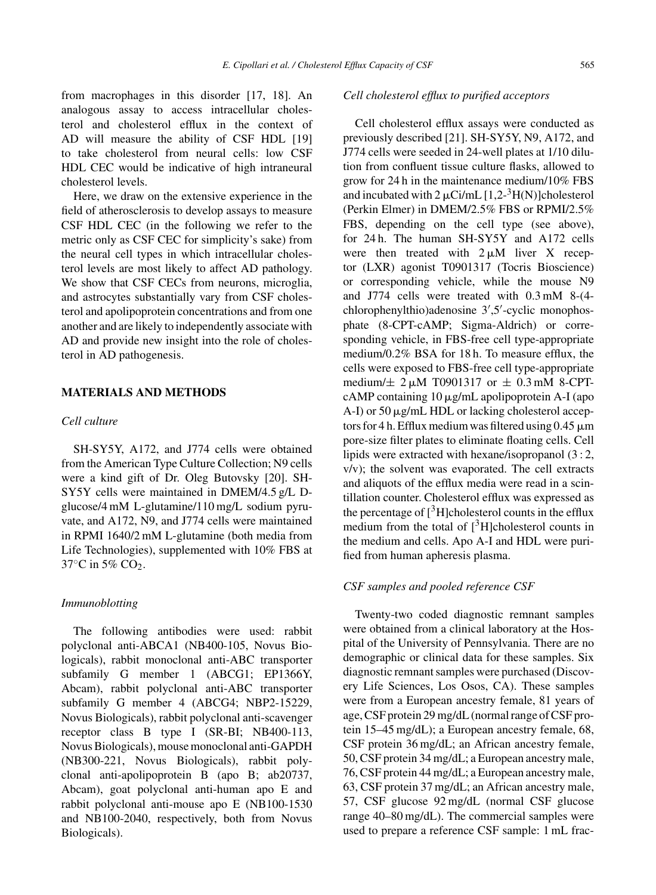from macrophages in this disorder [17, 18]. An analogous assay to access intracellular cholesterol and cholesterol efflux in the context of AD will measure the ability of CSF HDL [19] to take cholesterol from neural cells: low CSF HDL CEC would be indicative of high intraneural cholesterol levels.

Here, we draw on the extensive experience in the field of atherosclerosis to develop assays to measure CSF HDL CEC (in the following we refer to the metric only as CSF CEC for simplicity's sake) from the neural cell types in which intracellular cholesterol levels are most likely to affect AD pathology. We show that CSF CECs from neurons, microglia, and astrocytes substantially vary from CSF cholesterol and apolipoprotein concentrations and from one another and are likely to independently associate with AD and provide new insight into the role of cholesterol in AD pathogenesis.

## MATERIALS AND METHODS

### *Cell culture*

SH-SY5Y, A172, and J774 cells were obtained from the American Type Culture Collection; N9 cells were a kind gift of Dr. Oleg Butovsky [20]. SH-SY5Y cells were maintained in DMEM/4.5 g/L D-glucose/4 mM L-glutamine/110 mg/L sodium pyruvate, and A172, N9, and J774 cells were maintained in RPMI 1640/2 mM L-glutamine (both media from Life Technologies), supplemented with 10% FBS at 37°C in 5% $CO_2$.

### *Immunoblotting*

The following antibodies were used: rabbit polyclonal anti-ABCA1 (NB400-105, Novus Biologicals), rabbit monoclonal anti-ABC transporter subfamily G member 1 (ABCG1; EP1366Y, Abcam), rabbit polyclonal anti-ABC transporter subfamily G member 4 (ABCG4; NBP2-15229, Novus Biologicals), rabbit polyclonal anti-scavenger receptor class B type I (SR-BI; NB400-113, Novus Biologicals), mouse monoclonal anti-GAPDH (NB300-221, Novus Biologicals), rabbit polyclonal anti-apolipoprotein B (apo B; ab20737, Abcam), goat polyclonal anti-human apo E and rabbit polyclonal anti-mouse apo E (NB100-1530 and NB100-2040, respectively, both from Novus Biologicals).

### *Cell cholesterol efflux to purified acceptors*

Cell cholesterol efflux assays were conducted as previously described [21]. SH-SY5Y, N9, A172, and J774 cells were seeded in 24-well plates at 1/10 dilution from confluent tissue culture flasks, allowed to grow for 24 h in the maintenance medium/10% FBS and incubated with 2 μCi/mL [1,2-$^{3}$H(N)]cholesterol (Perkin Elmer) in DMEM/2.5% FBS or RPMI/2.5% FBS, depending on the cell type (see above), for 24 h. The human SH-SY5Y and A172 cells were then treated with 2 μM liver X receptor (LXR) agonist T0901317 (Tocris Bioscience) or corresponding vehicle, while the mouse N9 and J774 cells were treated with 0.3 mM 8-(4-chlorophenylthio)adenosine 3′,5′-cyclic monophosphate (8-CPT-cAMP; Sigma-Aldrich) or corresponding vehicle, in FBS-free cell type-appropriate medium/0.2% BSA for 18 h. To measure efflux, the cells were exposed to FBS-free cell type-appropriate medium/± 2 μM T0901317 or ± 0.3 mM 8-CPT-cAMP containing 10 μg/mL apolipoprotein A-I (apo A-I) or 50 μg/mL HDL or lacking cholesterol acceptors for 4 h. Efflux medium was filtered using 0.45 μm pore-size filter plates to eliminate floating cells. Cell lipids were extracted with hexane/isopropanol (3 : 2, v/v); the solvent was evaporated. The cell extracts and aliquots of the efflux media were read in a scintillation counter. Cholesterol efflux was expressed as the percentage of [$^{3}$H]cholesterol counts in the efflux medium from the total of [$^{3}$H]cholesterol counts in the medium and cells. Apo A-I and HDL were purified from human apheresis plasma.

### *CSF samples and pooled reference CSF*

Twenty-two coded diagnostic remnant samples were obtained from a clinical laboratory at the Hospital of the University of Pennsylvania. There are no demographic or clinical data for these samples. Six diagnostic remnant samples were purchased (Discovery Life Sciences, Los Osos, CA). These samples were from a European ancestry female, 81 years of age, CSF protein 29 mg/dL (normal range of CSF protein 15–45 mg/dL); a European ancestry female, 68, CSF protein 36 mg/dL; an African ancestry female, 50, CSF protein 34 mg/dL; a European ancestry male, 76, CSF protein 44 mg/dL; a European ancestry male, 63, CSF protein 37 mg/dL; an African ancestry male, 57, CSF glucose 92 mg/dL (normal CSF glucose range 40–80 mg/dL). The commercial samples were used to prepare a reference CSF sample: 1 mL frac-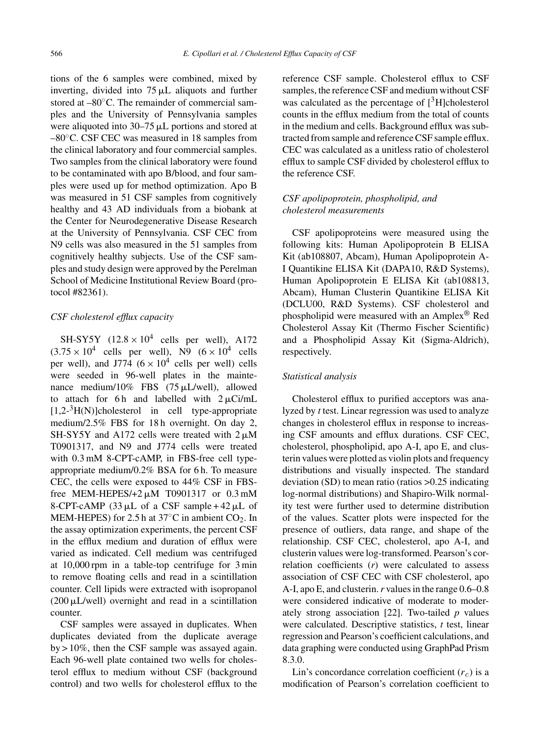tions of the 6 samples were combined, mixed by inverting, divided into 75 μL aliquots and further stored at –80°C. The remainder of commercial samples and the University of Pennsylvania samples were aliquoted into 30–75 μL portions and stored at –80°C. CSF CEC was measured in 18 samples from the clinical laboratory and four commercial samples. Two samples from the clinical laboratory were found to be contaminated with apo B/blood, and four samples were used up for method optimization. Apo B was measured in 51 CSF samples from cognitively healthy and 43 AD individuals from a biobank at the Center for Neurodegenerative Disease Research at the University of Pennsylvania. CSF CEC from N9 cells was also measured in the 51 samples from cognitively healthy subjects. Use of the CSF samples and study design were approved by the Perelman School of Medicine Institutional Review Board (protocol #82361).

### *CSF cholesterol efflux capacity*

SH-SY5Y ($12.8 \times 10^4$ cells per well), A172 ($3.75 \times 10^4$ cells per well), N9 ($6 \times 10^4$ cells per well), and J774 ($6 \times 10^4$ cells per well) cells were seeded in 96-well plates in the maintenance medium/10% FBS (75 μL/well), allowed to attach for 6 h and labelled with 2 μCi/mL [1,2-$^3$H(N)]cholesterol in cell type-appropriate medium/2.5% FBS for 18 h overnight. On day 2, SH-SY5Y and A172 cells were treated with 2 μM T0901317, and N9 and J774 cells were treated with 0.3 mM 8-CPT-cAMP, in FBS-free cell type-appropriate medium/0.2% BSA for 6 h. To measure CEC, the cells were exposed to 44% CSF in FBS-free MEM-HEPES/+2 μM T0901317 or 0.3 mM 8-CPT-cAMP (33 μL of a CSF sample + 42 μL of MEM-HEPES) for 2.5 h at 37°C in ambient $CO_2$. In the assay optimization experiments, the percent CSF in the efflux medium and duration of efflux were varied as indicated. Cell medium was centrifuged at 10,000 rpm in a table-top centrifuge for 3 min to remove floating cells and read in a scintillation counter. Cell lipids were extracted with isopropanol (200 μL/well) overnight and read in a scintillation counter.

CSF samples were assayed in duplicates. When duplicates deviated from the duplicate average by > 10%, then the CSF sample was assayed again. Each 96-well plate contained two wells for cholesterol efflux to medium without CSF (background control) and two wells for cholesterol efflux to the reference CSF sample. Cholesterol efflux to CSF samples, the reference CSF and medium without CSF was calculated as the percentage of [$^3$H]cholesterol counts in the efflux medium from the total of counts in the medium and cells. Background efflux was subtracted from sample and reference CSF sample efflux. CEC was calculated as a unitless ratio of cholesterol efflux to sample CSF divided by cholesterol efflux to the reference CSF.

### *CSF apolipoprotein, phospholipid, and cholesterol measurements*

CSF apolipoproteins were measured using the following kits: Human Apolipoprotein B ELISA Kit (ab108807, Abcam), Human Apolipoprotein A-I Quantikine ELISA Kit (DAPA10, R&D Systems), Human Apolipoprotein E ELISA Kit (ab108813, Abcam), Human Clusterin Quantikine ELISA Kit (DCLU00, R&D Systems). CSF cholesterol and phospholipid were measured with an Amplex® Red Cholesterol Assay Kit (Thermo Fischer Scientific) and a Phospholipid Assay Kit (Sigma-Aldrich), respectively.

### *Statistical analysis*

Cholesterol efflux to purified acceptors was analyzed by *t* test. Linear regression was used to analyze changes in cholesterol efflux in response to increasing CSF amounts and efflux durations. CSF CEC, cholesterol, phospholipid, apo A-I, apo E, and clusterin values were plotted as violin plots and frequency distributions and visually inspected. The standard deviation (SD) to mean ratio (ratios >0.25 indicating log-normal distributions) and Shapiro-Wilk normality test were further used to determine distribution of the values. Scatter plots were inspected for the presence of outliers, data range, and shape of the relationship. CSF CEC, cholesterol, apo A-I, and clusterin values were log-transformed. Pearson's correlation coefficients ($r$) were calculated to assess association of CSF CEC with CSF cholesterol, apo A-I, apo E, and clusterin. $r$ values in the range 0.6–0.8 were considered indicative of moderate to moderately strong association [22]. Two-tailed $p$ values were calculated. Descriptive statistics, *t* test, linear regression and Pearson's coefficient calculations, and data graphing were conducted using GraphPad Prism 8.3.0.

Lin's concordance correlation coefficient ($r_c$) is a modification of Pearson's correlation coefficient to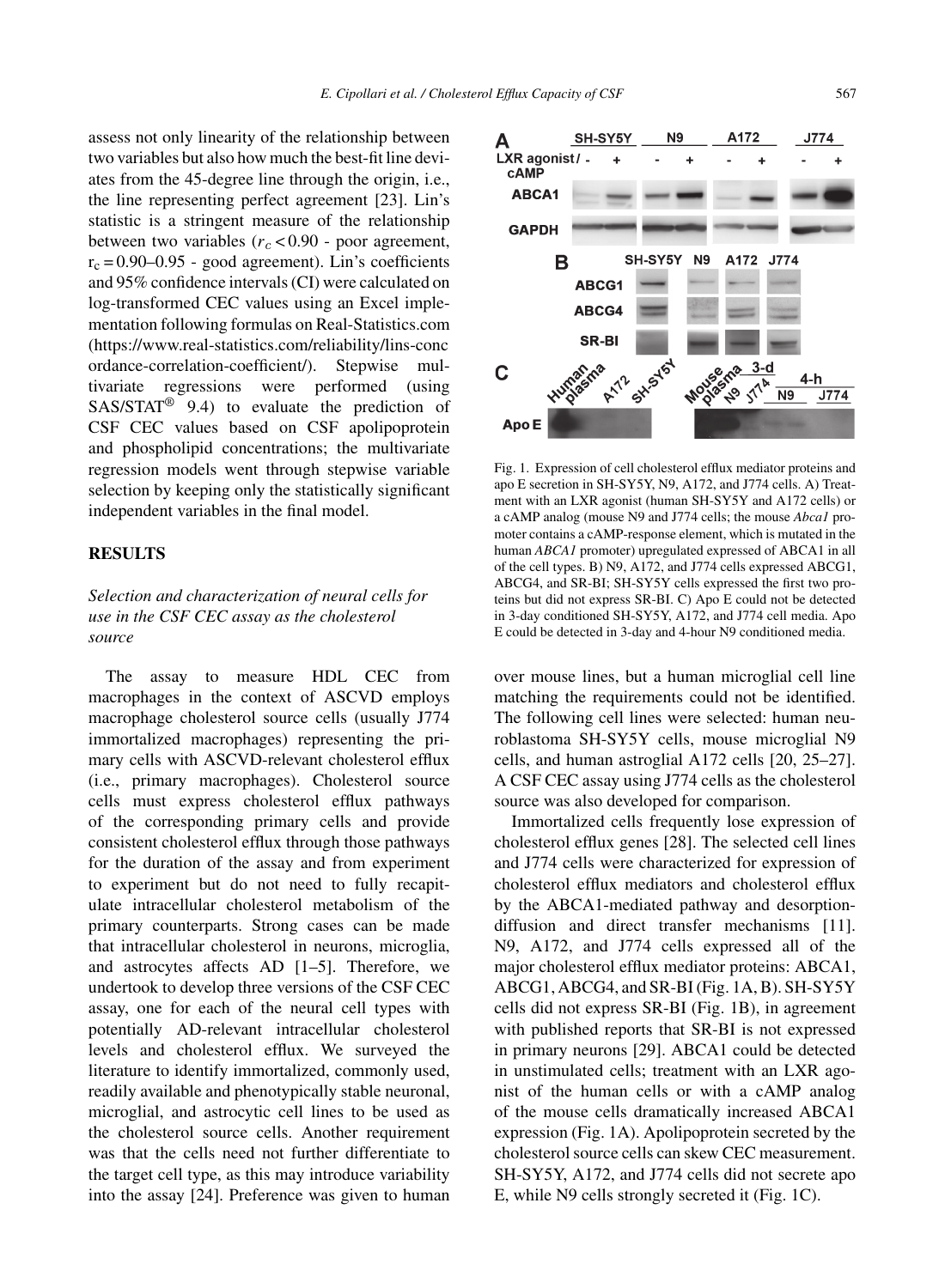assess not only linearity of the relationship between two variables but also how much the best-fit line deviates from the 45-degree line through the origin, i.e., the line representing perfect agreement [23]. Lin's statistic is a stringent measure of the relationship between two variables ($r_c < 0.90$ - poor agreement, $r_c = 0.90–0.95$ - good agreement). Lin's coefficients and 95% confidence intervals (CI) were calculated on log-transformed CEC values using an Excel implementation following formulas on Real-Statistics.com (https://www.real-statistics.com/reliability/lins-concordance-correlation-coefficient/). Stepwise multivariate regressions were performed (using SAS/STAT® 9.4) to evaluate the prediction of CSF CEC values based on CSF apolipoprotein and phospholipid concentrations; the multivariate regression models went through stepwise variable selection by keeping only the statistically significant independent variables in the final model.

## RESULTS

### *Selection and characterization of neural cells for use in the CSF CEC assay as the cholesterol source*

The assay to measure HDL CEC from macrophages in the context of ASCVD employs macrophage cholesterol source cells (usually J774 immortalized macrophages) representing the primary cells with ASCVD-relevant cholesterol efflux (i.e., primary macrophages). Cholesterol source cells must express cholesterol efflux pathways of the corresponding primary cells and provide consistent cholesterol efflux through those pathways for the duration of the assay and from experiment to experiment but do not need to fully recapitulate intracellular cholesterol metabolism of the primary counterparts. Strong cases can be made that intracellular cholesterol in neurons, microglia, and astrocytes affects AD [1–5]. Therefore, we undertook to develop three versions of the CSF CEC assay, one for each of the neural cell types with potentially AD-relevant intracellular cholesterol levels and cholesterol efflux. We surveyed the literature to identify immortalized, commonly used, readily available and phenotypically stable neuronal, microglial, and astrocytic cell lines to be used as the cholesterol source cells. Another requirement was that the cells need not further differentiate to the target cell type, as this may introduce variability into the assay [24]. Preference was given to human over mouse lines, but a human microglial cell line matching the requirements could not be identified. The following cell lines were selected: human neuroblastoma SH-SY5Y cells, mouse microglial N9 cells, and human astroglial A172 cells [20, 25–27]. A CSF CEC assay using J774 cells as the cholesterol source was also developed for comparison.

A
SH-SY5Y N9 A172 J774
LXR agonist / cAMP - + - + - + - +
ABCA1
GAPDH

B
SH-SY5Y N9 A172 J774
ABCG1
ABCG4
SR-BI

C
Human plasma A172 SH-SY5Y Mouse plasma N9 J774 3-d N9 J774 4-h
Apo E

Fig. 1. Expression of cell cholesterol efflux mediator proteins and apo E secretion in SH-SY5Y, N9, A172, and J774 cells. A) Treatment with an LXR agonist (human SH-SY5Y and A172 cells) or a cAMP analog (mouse N9 and J774 cells; the mouse *Abca1* promoter contains a cAMP-response element, which is mutated in the human *ABCA1* promoter) upregulated expressed of ABCA1 in all of the cell types. B) N9, A172, and J774 cells expressed ABCG1, ABCG4, and SR-BI; SH-SY5Y cells expressed the first two proteins but did not express SR-BI. C) Apo E could not be detected in 3-day conditioned SH-SY5Y, A172, and J774 cell media. Apo E could be detected in 3-day and 4-hour N9 conditioned media.

Immortalized cells frequently lose expression of cholesterol efflux genes [28]. The selected cell lines and J774 cells were characterized for expression of cholesterol efflux mediators and cholesterol efflux by the ABCA1-mediated pathway and desorption-diffusion and direct transfer mechanisms [11]. N9, A172, and J774 cells expressed all of the major cholesterol efflux mediator proteins: ABCA1, ABCG1, ABCG4, and SR-BI (Fig. 1A, B). SH-SY5Y cells did not express SR-BI (Fig. 1B), in agreement with published reports that SR-BI is not expressed in primary neurons [29]. ABCA1 could be detected in unstimulated cells; treatment with an LXR agonist of the human cells or with a cAMP analog of the mouse cells dramatically increased ABCA1 expression (Fig. 1A). Apolipoprotein secreted by the cholesterol source cells can skew CEC measurement. SH-SY5Y, A172, and J774 cells did not secrete apo E, while N9 cells strongly secreted it (Fig. 1C).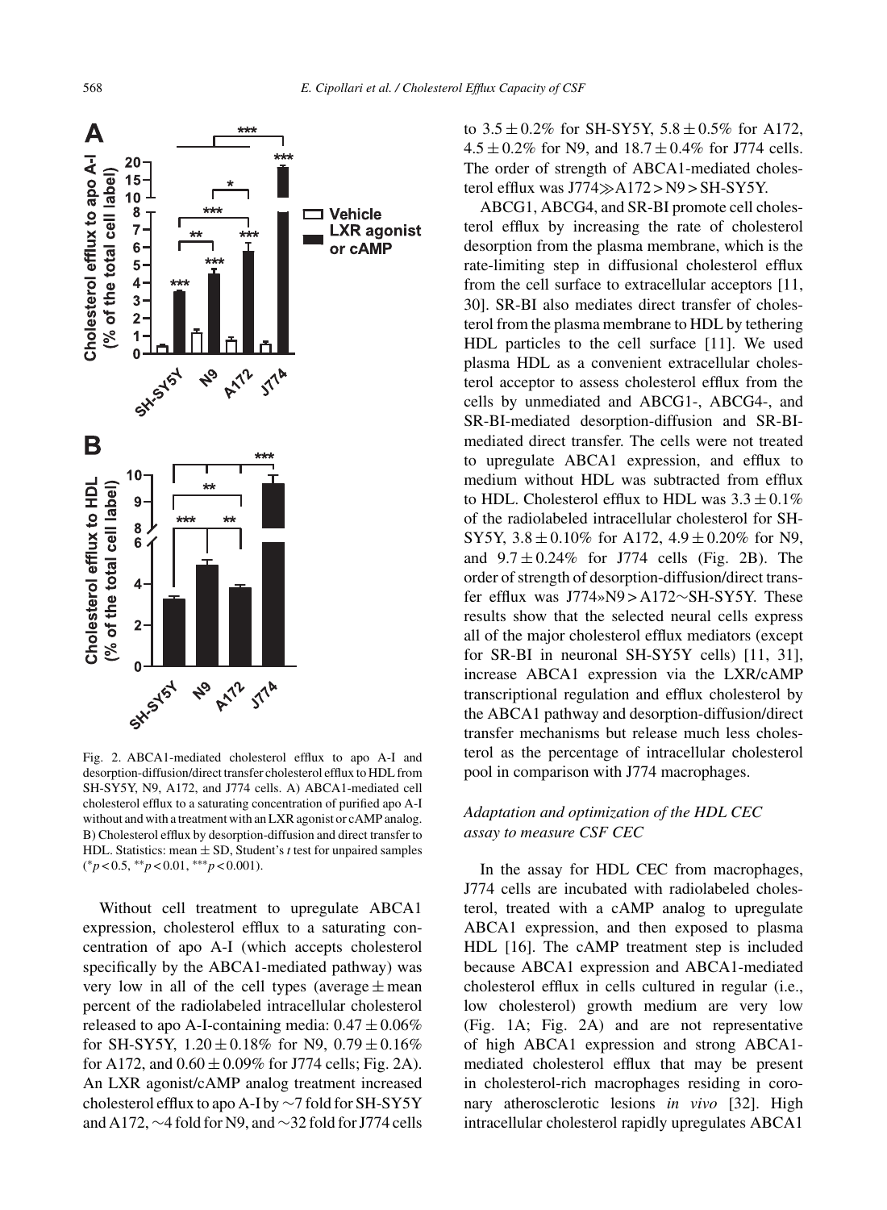A

Cholesterol efflux to apo A-I (% of the total cell label)

20
15
10
8
7
6
5
4
3
2
1
0

***
***
*
***
**
***
***
***

Vehicle
LXR agonist or cAMP

SH-SY5Y N9 A172 J774

B

Cholesterol efflux to HDL (% of the total cell label)

10
9
8
6
4
2
0

***
**
***
**

SH-SY5Y N9 A172 J774

Fig. 2. ABCA1-mediated cholesterol efflux to apo A-I and desorption-diffusion/direct transfer cholesterol efflux to HDL from SH-SY5Y, N9, A172, and J774 cells. A) ABCA1-mediated cell cholesterol efflux to a saturating concentration of purified apo A-I without and with a treatment with an LXR agonist or cAMP analog. B) Cholesterol efflux by desorption-diffusion and direct transfer to HDL. Statistics: mean ± SD, Student's *t* test for unpaired samples (\*$p < 0.5$, \*\*$p < 0.01$, \*\*\*$p < 0.001$).

Without cell treatment to upregulate ABCA1 expression, cholesterol efflux to a saturating concentration of apo A-I (which accepts cholesterol specifically by the ABCA1-mediated pathway) was very low in all of the cell types (average ± mean percent of the radiolabeled intracellular cholesterol released to apo A-I-containing media: 0.47 ± 0.06% for SH-SY5Y, 1.20 ± 0.18% for N9, 0.79 ± 0.16% for A172, and 0.60 ± 0.09% for J774 cells; Fig. 2A). An LXR agonist/cAMP analog treatment increased cholesterol efflux to apo A-I by ~7 fold for SH-SY5Y and A172, ~4 fold for N9, and ~32 fold for J774 cells to 3.5 ± 0.2% for SH-SY5Y, 5.8 ± 0.5% for A172, 4.5 ± 0.2% for N9, and 18.7 ± 0.4% for J774 cells. The order of strength of ABCA1-mediated cholesterol efflux was J774≫A172 > N9 > SH-SY5Y.

ABCG1, ABCG4, and SR-BI promote cell cholesterol efflux by increasing the rate of cholesterol desorption from the plasma membrane, which is the rate-limiting step in diffusional cholesterol efflux from the cell surface to extracellular acceptors [11, 30]. SR-BI also mediates direct transfer of cholesterol from the plasma membrane to HDL by tethering HDL particles to the cell surface [11]. We used plasma HDL as a convenient extracellular cholesterol acceptor to assess cholesterol efflux from the cells by unmediated and ABCG1-, ABCG4-, and SR-BI-mediated desorption-diffusion and SR-BI-mediated direct transfer. The cells were not treated to upregulate ABCA1 expression, and efflux to medium without HDL was subtracted from efflux to HDL. Cholesterol efflux to HDL was 3.3 ± 0.1% of the radiolabeled intracellular cholesterol for SH-SY5Y, 3.8 ± 0.10% for A172, 4.9 ± 0.20% for N9, and 9.7 ± 0.24% for J774 cells (Fig. 2B). The order of strength of desorption-diffusion/direct transfer efflux was J774»N9 > A172~SH-SY5Y. These results show that the selected neural cells express all of the major cholesterol efflux mediators (except for SR-BI in neuronal SH-SY5Y cells) [11, 31], increase ABCA1 expression via the LXR/cAMP transcriptional regulation and efflux cholesterol by the ABCA1 pathway and desorption-diffusion/direct transfer mechanisms but release much less cholesterol as the percentage of intracellular cholesterol pool in comparison with J774 macrophages.

### *Adaptation and optimization of the HDL CEC assay to measure CSF CEC*

In the assay for HDL CEC from macrophages, J774 cells are incubated with radiolabeled cholesterol, treated with a cAMP analog to upregulate ABCA1 expression, and then exposed to plasma HDL [16]. The cAMP treatment step is included because ABCA1 expression and ABCA1-mediated cholesterol efflux in cells cultured in regular (i.e., low cholesterol) growth medium are very low (Fig. 1A; Fig. 2A) and are not representative of high ABCA1 expression and strong ABCA1-mediated cholesterol efflux that may be present in cholesterol-rich macrophages residing in coronary atherosclerotic lesions *in vivo* [32]. High intracellular cholesterol rapidly upregulates ABCA1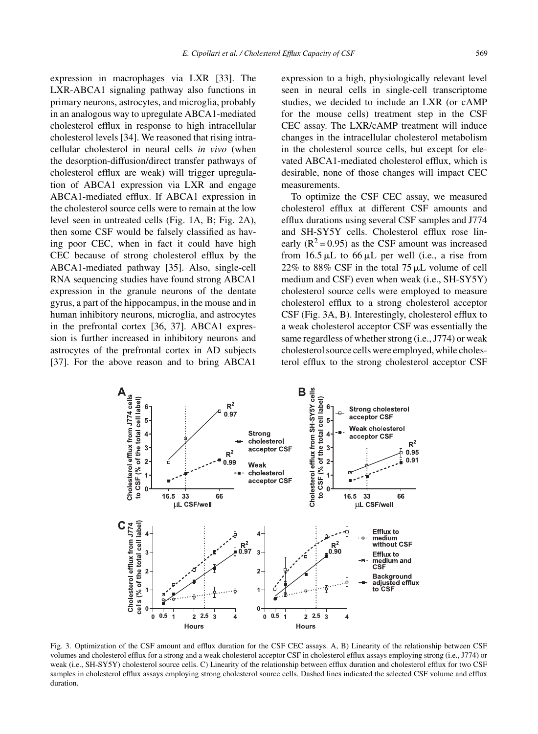expression in macrophages via LXR [33]. The LXR-ABCA1 signaling pathway also functions in primary neurons, astrocytes, and microglia, probably in an analogous way to upregulate ABCA1-mediated cholesterol efflux in response to high intracellular cholesterol levels [34]. We reasoned that rising intracellular cholesterol in neural cells *in vivo* (when the desorption-diffusion/direct transfer pathways of cholesterol efflux are weak) will trigger upregulation of ABCA1 expression via LXR and engage ABCA1-mediated efflux. If ABCA1 expression in the cholesterol source cells were to remain at the low level seen in untreated cells (Fig. 1A, B; Fig. 2A), then some CSF would be falsely classified as having poor CEC, when in fact it could have high CEC because of strong cholesterol efflux by the ABCA1-mediated pathway [35]. Also, single-cell RNA sequencing studies have found strong ABCA1 expression in the granule neurons of the dentate gyrus, a part of the hippocampus, in the mouse and in human inhibitory neurons, microglia, and astrocytes in the prefrontal cortex [36, 37]. ABCA1 expression is further increased in inhibitory neurons and astrocytes of the prefrontal cortex in AD subjects [37]. For the above reason and to bring ABCA1 expression to a high, physiologically relevant level seen in neural cells in single-cell transcriptome studies, we decided to include an LXR (or cAMP for the mouse cells) treatment step in the CSF CEC assay. The LXR/cAMP treatment will induce changes in the intracellular cholesterol metabolism in the cholesterol source cells, but except for elevated ABCA1-mediated cholesterol efflux, which is desirable, none of those changes will impact CEC measurements.

To optimize the CSF CEC assay, we measured cholesterol efflux at different CSF amounts and efflux durations using several CSF samples and J774 and SH-SY5Y cells. Cholesterol efflux rose linearly ($R^2 = 0.95$) as the CSF amount was increased from 16.5 μL to 66 μL per well (i.e., a rise from 22% to 88% CSF in the total 75 μL volume of cell medium and CSF) even when weak (i.e., SH-SY5Y) cholesterol source cells were employed to measure cholesterol efflux to a strong cholesterol acceptor CSF (Fig. 3A, B). Interestingly, cholesterol efflux to a weak cholesterol acceptor CSF was essentially the same regardless of whether strong (i.e., J774) or weak cholesterol source cells were employed, while cholesterol efflux to the strong cholesterol acceptor CSF

Fig. 3. Optimization of the CSF amount and efflux duration for the CSF CEC assays. A, B) Linearity of the relationship between CSF volumes and cholesterol efflux for a strong and a weak cholesterol acceptor CSF in cholesterol efflux assays employing strong (i.e., J774) or weak (i.e., SH-SY5Y) cholesterol source cells. C) Linearity of the relationship between efflux duration and cholesterol efflux for two CSF samples in cholesterol efflux assays employing strong cholesterol source cells. Dashed lines indicated the selected CSF volume and efflux duration.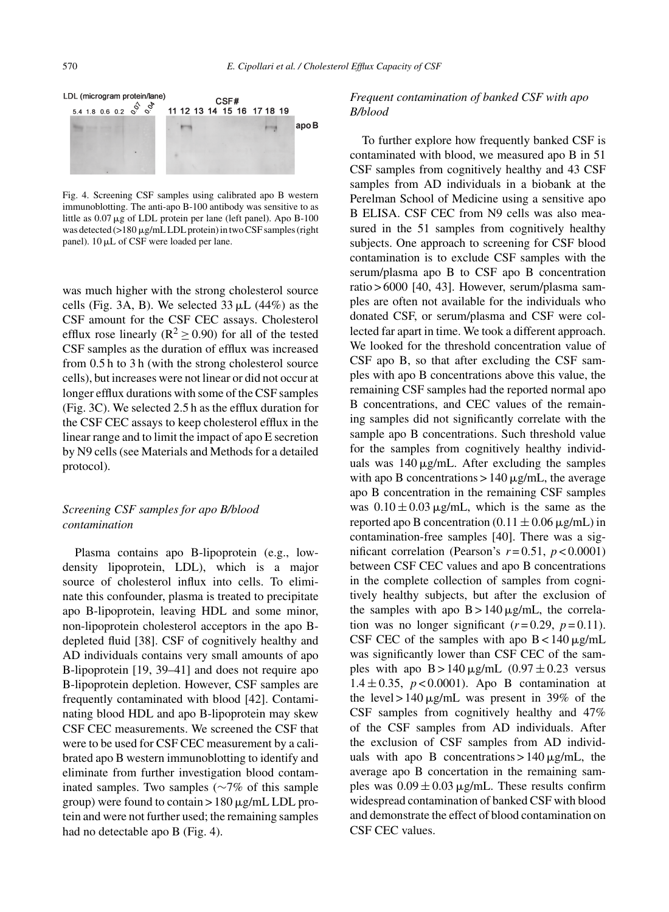Fig. 4. Screening CSF samples using calibrated apo B western immunoblotting. The anti-apo B-100 antibody was sensitive to as little as 0.07 μg of LDL protein per lane (left panel). Apo B-100 was detected (>180 μg/mL LDL protein) in two CSF samples (right panel). 10 μL of CSF were loaded per lane.

was much higher with the strong cholesterol source cells (Fig. 3A, B). We selected 33 μL (44%) as the CSF amount for the CSF CEC assays. Cholesterol efflux rose linearly ($R^2 \geq 0.90$) for all of the tested CSF samples as the duration of efflux was increased from 0.5 h to 3 h (with the strong cholesterol source cells), but increases were not linear or did not occur at longer efflux durations with some of the CSF samples (Fig. 3C). We selected 2.5 h as the efflux duration for the CSF CEC assays to keep cholesterol efflux in the linear range and to limit the impact of apo E secretion by N9 cells (see Materials and Methods for a detailed protocol).

### *Screening CSF samples for apo B/blood contamination*

Plasma contains apo B-lipoprotein (e.g., low-density lipoprotein, LDL), which is a major source of cholesterol influx into cells. To eliminate this confounder, plasma is treated to precipitate apo B-lipoprotein, leaving HDL and some minor, non-lipoprotein cholesterol acceptors in the apo B-depleted fluid [38]. CSF of cognitively healthy and AD individuals contains very small amounts of apo B-lipoprotein [19, 39–41] and does not require apo B-lipoprotein depletion. However, CSF samples are frequently contaminated with blood [42]. Contaminating blood HDL and apo B-lipoprotein may skew CSF CEC measurements. We screened the CSF that were to be used for CSF CEC measurement by a calibrated apo B western immunoblotting to identify and eliminate from further investigation blood contaminated samples. Two samples (~7% of this sample group) were found to contain > 180 μg/mL LDL protein and were not further used; the remaining samples had no detectable apo B (Fig. 4).

### *Frequent contamination of banked CSF with apo B/blood*

To further explore how frequently banked CSF is contaminated with blood, we measured apo B in 51 CSF samples from cognitively healthy and 43 CSF samples from AD individuals in a biobank at the Perelman School of Medicine using a sensitive apo B ELISA. CSF CEC from N9 cells was also measured in the 51 samples from cognitively healthy subjects. One approach to screening for CSF blood contamination is to exclude CSF samples with the serum/plasma apo B to CSF apo B concentration ratio > 6000 [40, 43]. However, serum/plasma samples are often not available for the individuals who donated CSF, or serum/plasma and CSF were collected far apart in time. We took a different approach. We looked for the threshold concentration value of CSF apo B, so that after excluding the CSF samples with apo B concentrations above this value, the remaining CSF samples had the reported normal apo B concentrations, and CEC values of the remaining samples did not significantly correlate with the sample apo B concentrations. Such threshold value for the samples from cognitively healthy individuals was 140 μg/mL. After excluding the samples with apo B concentrations > 140 μg/mL, the average apo B concentration in the remaining CSF samples was $0.10 \pm 0.03$ μg/mL, which is the same as the reported apo B concentration ($0.11 \pm 0.06$ μg/mL) in contamination-free samples [40]. There was a significant correlation (Pearson's $r = 0.51$, $p < 0.0001$) between CSF CEC values and apo B concentrations in the complete collection of samples from cognitively healthy subjects, but after the exclusion of the samples with apo B > 140 μg/mL, the correlation was no longer significant ($r = 0.29$, $p = 0.11$). CSF CEC of the samples with apo B < 140 μg/mL was significantly lower than CSF CEC of the samples with apo B > 140 μg/mL ($0.97 \pm 0.23$ versus $1.4 \pm 0.35$, $p < 0.0001$). Apo B contamination at the level > 140 μg/mL was present in 39% of the CSF samples from cognitively healthy and 47% of the CSF samples from AD individuals. After the exclusion of CSF samples from AD individuals with apo B concentrations > 140 μg/mL, the average apo B concertation in the remaining samples was $0.09 \pm 0.03$ μg/mL. These results confirm widespread contamination of banked CSF with blood and demonstrate the effect of blood contamination on CSF CEC values.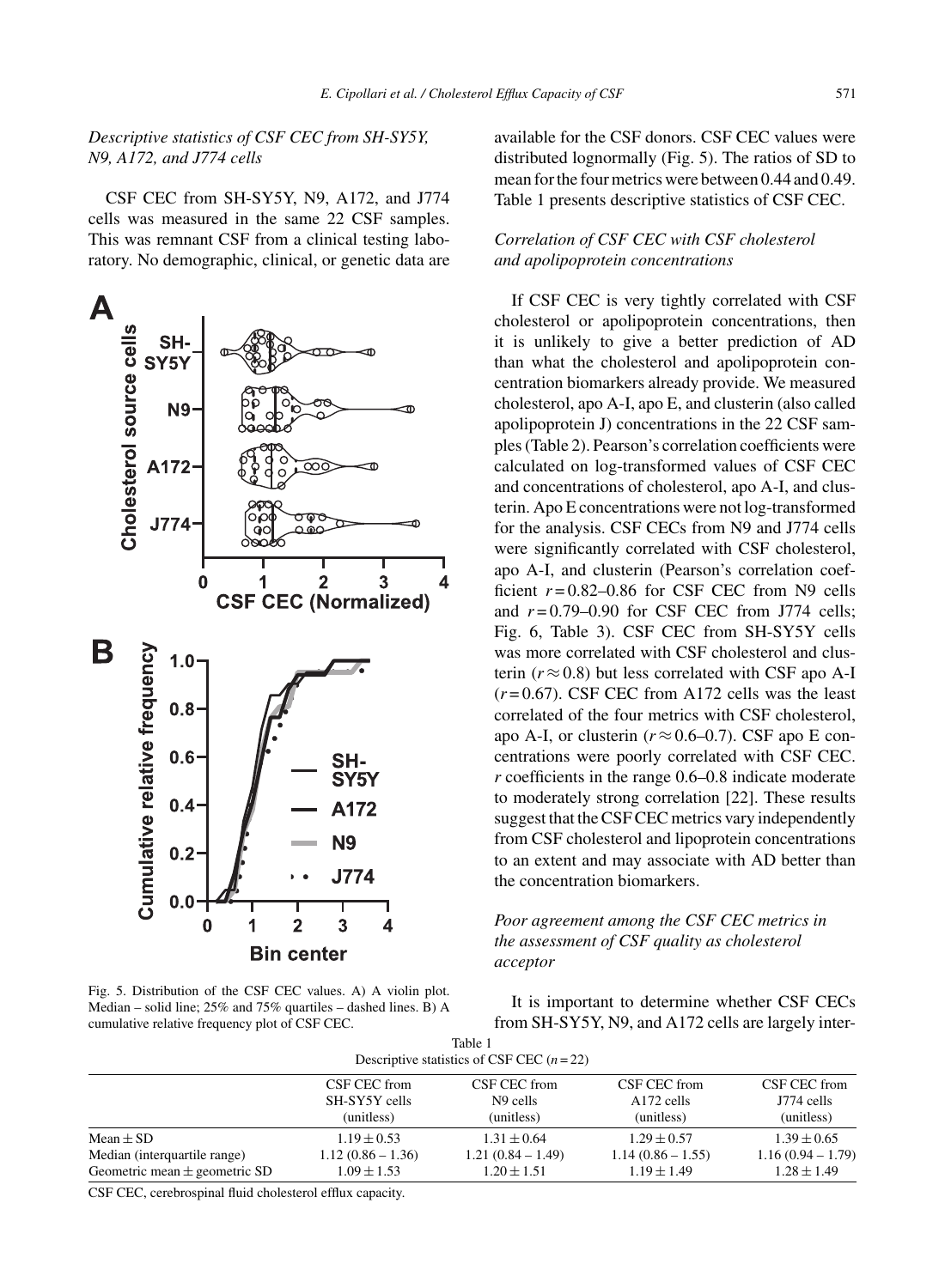*Descriptive statistics of CSF CEC from SH-SY5Y, N9, A172, and J774 cells*

CSF CEC from SH-SY5Y, N9, A172, and J774 cells was measured in the same 22 CSF samples. This was remnant CSF from a clinical testing laboratory. No demographic, clinical, or genetic data are available for the CSF donors. CSF CEC values were distributed lognormally (Fig. 5). The ratios of SD to mean for the four metrics were between 0.44 and 0.49. Table 1 presents descriptive statistics of CSF CEC.

A

Cholesterol source cells

SH-SY5Y

N9

A172

J774

0 1 2 3 4

CSF CEC (Normalized)

B

Cumulative relative frequency

1.0

0.8

0.6

0.4

0.2

0.0

SH-SY5Y

A172

N9

J774

0 1 2 3 4

Bin center

Fig. 5. Distribution of the CSF CEC values. A) A violin plot. Median – solid line; 25% and 75% quartiles – dashed lines. B) A cumulative relative frequency plot of CSF CEC.

*Correlation of CSF CEC with CSF cholesterol and apolipoprotein concentrations*

If CSF CEC is very tightly correlated with CSF cholesterol or apolipoprotein concentrations, then it is unlikely to give a better prediction of AD than what the cholesterol and apolipoprotein concentration biomarkers already provide. We measured cholesterol, apo A-I, apo E, and clusterin (also called apolipoprotein J) concentrations in the 22 CSF samples (Table 2). Pearson's correlation coefficients were calculated on log-transformed values of CSF CEC and concentrations of cholesterol, apo A-I, and clusterin. Apo E concentrations were not log-transformed for the analysis. CSF CECs from N9 and J774 cells were significantly correlated with CSF cholesterol, apo A-I, and clusterin (Pearson's correlation coefficient $r = 0.82$–$0.86$ for CSF CEC from N9 cells and $r = 0.79$–$0.90$ for CSF CEC from J774 cells; Fig. 6, Table 3). CSF CEC from SH-SY5Y cells was more correlated with CSF cholesterol and clusterin ($r \approx 0.8$) but less correlated with CSF apo A-I ($r = 0.67$). CSF CEC from A172 cells was the least correlated of the four metrics with CSF cholesterol, apo A-I, or clusterin ($r \approx 0.6$–$0.7$). CSF apo E concentrations were poorly correlated with CSF CEC. $r$ coefficients in the range 0.6–0.8 indicate moderate to moderately strong correlation [22]. These results suggest that the CSF CEC metrics vary independently from CSF cholesterol and lipoprotein concentrations to an extent and may associate with AD better than the concentration biomarkers.

*Poor agreement among the CSF CEC metrics in the assessment of CSF quality as cholesterol acceptor*

It is important to determine whether CSF CECs from SH-SY5Y, N9, and A172 cells are largely inter-

Table 1
Descriptive statistics of CSF CEC ($n = 22$)

| | CSF CEC from SH-SY5Y cells (unitless) | CSF CEC from N9 cells (unitless) | CSF CEC from A172 cells (unitless) | CSF CEC from J774 cells (unitless) |
|---|---|---|---|---|
| Mean ± SD | 1.19 ± 0.53 | 1.31 ± 0.64 | 1.29 ± 0.57 | 1.39 ± 0.65 |
| Median (interquartile range) | 1.12 (0.86 – 1.36) | 1.21 (0.84 – 1.49) | 1.14 (0.86 – 1.55) | 1.16 (0.94 – 1.79) |
| Geometric mean ± geometric SD | 1.09 ± 1.53 | 1.20 ± 1.51 | 1.19 ± 1.49 | 1.28 ± 1.49 |

CSF CEC, cerebrospinal fluid cholesterol efflux capacity.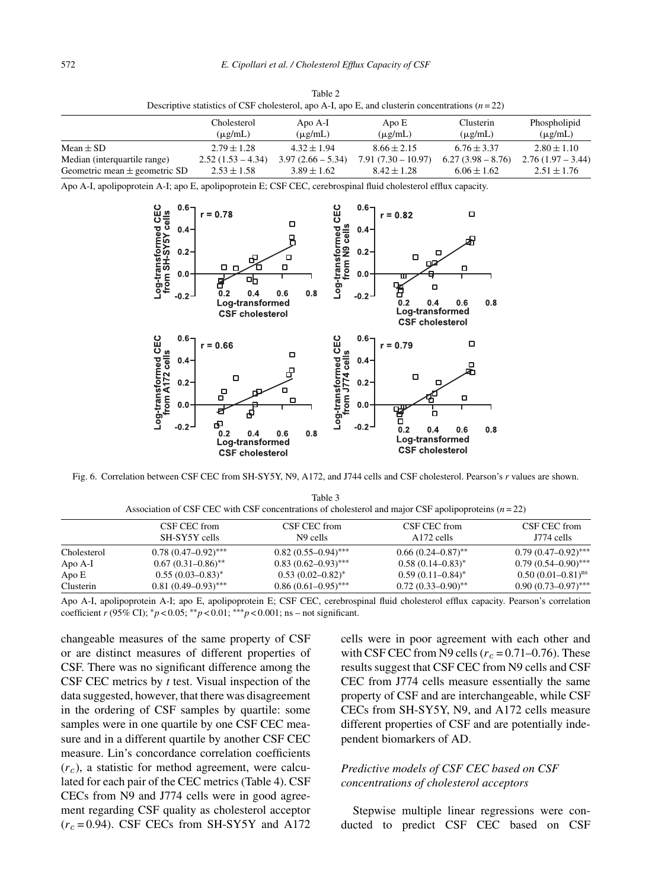Table 2

Descriptive statistics of CSF cholesterol, apo A-I, apo E, and clusterin concentrations ($n = 22$)

| | Cholesterol (μg/mL) | Apo A-I (μg/mL) | Apo E (μg/mL) | Clusterin (μg/mL) | Phospholipid (μg/mL) |
|---|---|---|---|---|---|
| Mean ± SD | 2.79 ± 1.28 | 4.32 ± 1.94 | 8.66 ± 2.15 | 6.76 ± 3.37 | 2.80 ± 1.10 |
| Median (interquartile range) | 2.52 (1.53 – 4.34) | 3.97 (2.66 – 5.34) | 7.91 (7.30 – 10.97) | 6.27 (3.98 – 8.76) | 2.76 (1.97 – 3.44) |
| Geometric mean ± geometric SD | 2.53 ± 1.58 | 3.89 ± 1.62 | 8.42 ± 1.28 | 6.06 ± 1.62 | 2.51 ± 1.76 |

Apo A-I, apolipoprotein A-I; apo E, apolipoprotein E; CSF CEC, cerebrospinal fluid cholesterol efflux capacity.

r = 0.78
Log-transformed CEC from SH-SY5Y cells
Log-transformed CSF cholesterol

r = 0.82
Log-transformed CEC from N9 cells
Log-transformed CSF cholesterol

r = 0.66
Log-transformed CEC from A172 cells
Log-transformed CSF cholesterol

r = 0.79
Log-transformed CEC from J774 cells
Log-transformed CSF cholesterol

Fig. 6. Correlation between CSF CEC from SH-SY5Y, N9, A172, and J744 cells and CSF cholesterol. Pearson's *r* values are shown.

Table 3

Association of CSF CEC with CSF concentrations of cholesterol and major CSF apolipoproteins ($n = 22$)

| | CSF CEC from SH-SY5Y cells | CSF CEC from N9 cells | CSF CEC from A172 cells | CSF CEC from J774 cells |
|---|---|---|---|---|
| Cholesterol | 0.78 (0.47–0.92)*** | 0.82 (0.55–0.94)*** | 0.66 (0.24–0.87)** | 0.79 (0.47–0.92)*** |
| Apo A-I | 0.67 (0.31–0.86)** | 0.83 (0.62–0.93)*** | 0.58 (0.14–0.83)* | 0.79 (0.54–0.90)*** |
| Apo E | 0.55 (0.03–0.83)* | 0.53 (0.02–0.82)* | 0.59 (0.11–0.84)* | 0.50 (0.01–0.81)ns |
| Clusterin | 0.81 (0.49–0.93)*** | 0.86 (0.61–0.95)*** | 0.72 (0.33–0.90)** | 0.90 (0.73–0.97)*** |

Apo A-I, apolipoprotein A-I; apo E, apolipoprotein E; CSF CEC, cerebrospinal fluid cholesterol efflux capacity. Pearson's correlation coefficient *r* (95% CI); *$p < 0.05$; **$p < 0.01$; ***$p < 0.001$; ns – not significant.

changeable measures of the same property of CSF or are distinct measures of different properties of CSF. There was no significant difference among the CSF CEC metrics by *t* test. Visual inspection of the data suggested, however, that there was disagreement in the ordering of CSF samples by quartile: some samples were in one quartile by one CSF CEC measure and in a different quartile by another CSF CEC measure. Lin's concordance correlation coefficients ($r_c$), a statistic for method agreement, were calculated for each pair of the CEC metrics (Table 4). CSF CECs from N9 and J774 cells were in good agreement regarding CSF quality as cholesterol acceptor ($r_c = 0.94$). CSF CECs from SH-SY5Y and A172 cells were in poor agreement with each other and with CSF CEC from N9 cells ($r_c = 0.71$–$0.76$). These results suggest that CSF CEC from N9 cells and CSF CEC from J774 cells measure essentially the same property of CSF and are interchangeable, while CSF CECs from SH-SY5Y, N9, and A172 cells measure different properties of CSF and are potentially independent biomarkers of AD.

### *Predictive models of CSF CEC based on CSF concentrations of cholesterol acceptors*

Stepwise multiple linear regressions were conducted to predict CSF CEC based on CSF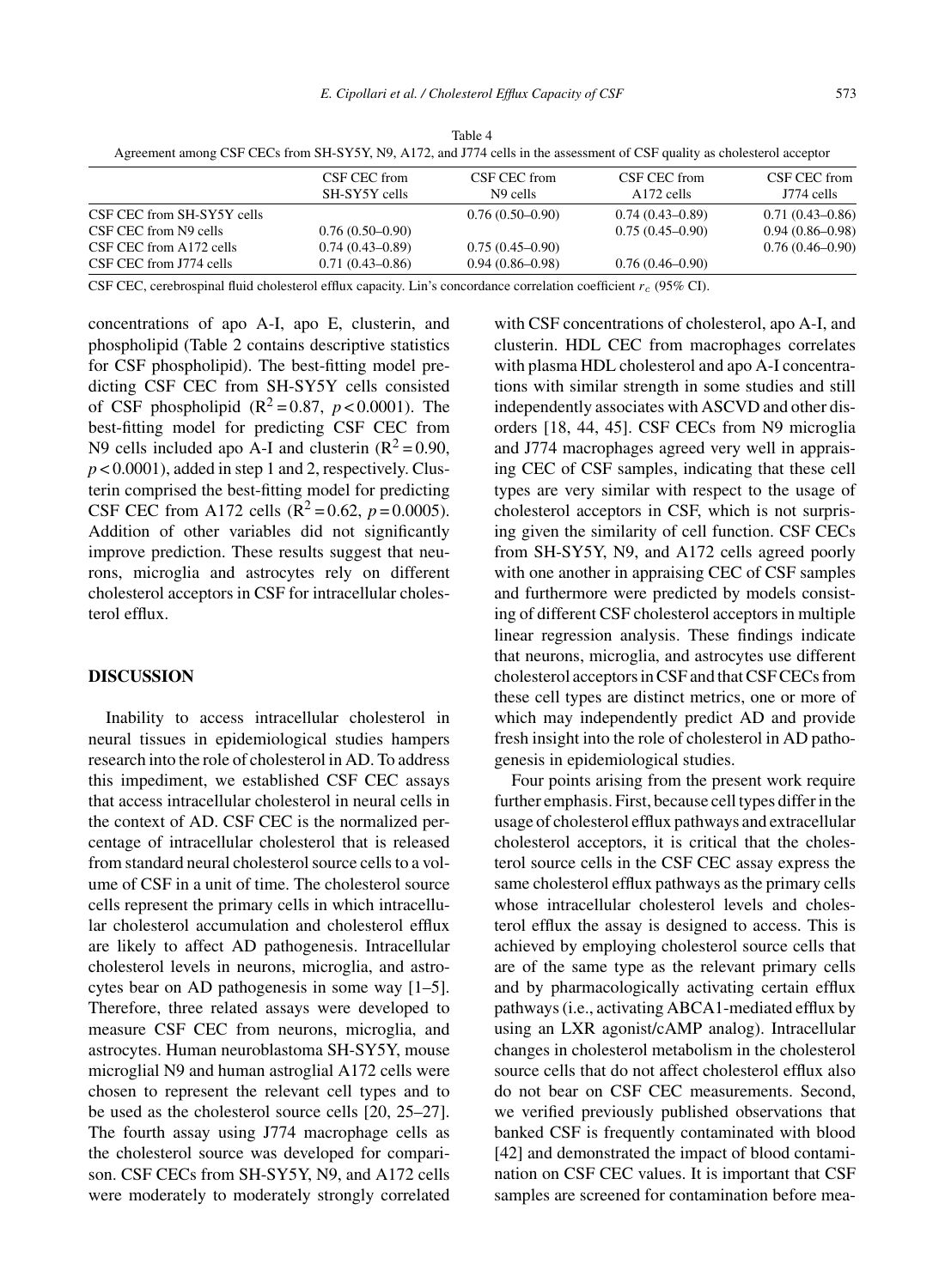Table 4

Agreement among CSF CECs from SH-SY5Y, N9, A172, and J774 cells in the assessment of CSF quality as cholesterol acceptor

| | CSF CEC from SH-SY5Y cells | CSF CEC from N9 cells | CSF CEC from A172 cells | CSF CEC from J774 cells |
|---|---|---|---|---|
| CSF CEC from SH-SY5Y cells | | 0.76 (0.50–0.90) | 0.74 (0.43–0.89) | 0.71 (0.43–0.86) |
| CSF CEC from N9 cells | 0.76 (0.50–0.90) | | 0.75 (0.45–0.90) | 0.94 (0.86–0.98) |
| CSF CEC from A172 cells | 0.74 (0.43–0.89) | 0.75 (0.45–0.90) | | 0.76 (0.46–0.90) |
| CSF CEC from J774 cells | 0.71 (0.43–0.86) | 0.94 (0.86–0.98) | 0.76 (0.46–0.90) | |

CSF CEC, cerebrospinal fluid cholesterol efflux capacity. Lin's concordance correlation coefficient $r_c$ (95% CI).

concentrations of apo A-I, apo E, clusterin, and phospholipid (Table 2 contains descriptive statistics for CSF phospholipid). The best-fitting model predicting CSF CEC from SH-SY5Y cells consisted of CSF phospholipid ($R^2 = 0.87$, $p < 0.0001$). The best-fitting model for predicting CSF CEC from N9 cells included apo A-I and clusterin ($R^2 = 0.90$, $p < 0.0001$), added in step 1 and 2, respectively. Clusterin comprised the best-fitting model for predicting CSF CEC from A172 cells ($R^2 = 0.62$, $p = 0.0005$). Addition of other variables did not significantly improve prediction. These results suggest that neurons, microglia and astrocytes rely on different cholesterol acceptors in CSF for intracellular cholesterol efflux.

## DISCUSSION

Inability to access intracellular cholesterol in neural tissues in epidemiological studies hampers research into the role of cholesterol in AD. To address this impediment, we established CSF CEC assays that access intracellular cholesterol in neural cells in the context of AD. CSF CEC is the normalized percentage of intracellular cholesterol that is released from standard neural cholesterol source cells to a volume of CSF in a unit of time. The cholesterol source cells represent the primary cells in which intracellular cholesterol accumulation and cholesterol efflux are likely to affect AD pathogenesis. Intracellular cholesterol levels in neurons, microglia, and astrocytes bear on AD pathogenesis in some way [1–5]. Therefore, three related assays were developed to measure CSF CEC from neurons, microglia, and astrocytes. Human neuroblastoma SH-SY5Y, mouse microglial N9 and human astroglial A172 cells were chosen to represent the relevant cell types and to be used as the cholesterol source cells [20, 25–27]. The fourth assay using J774 macrophage cells as the cholesterol source was developed for comparison. CSF CECs from SH-SY5Y, N9, and A172 cells were moderately to moderately strongly correlated with CSF concentrations of cholesterol, apo A-I, and clusterin. HDL CEC from macrophages correlates with plasma HDL cholesterol and apo A-I concentrations with similar strength in some studies and still independently associates with ASCVD and other disorders [18, 44, 45]. CSF CECs from N9 microglia and J774 macrophages agreed very well in appraising CEC of CSF samples, indicating that these cell types are very similar with respect to the usage of cholesterol acceptors in CSF, which is not surprising given the similarity of cell function. CSF CECs from SH-SY5Y, N9, and A172 cells agreed poorly with one another in appraising CEC of CSF samples and furthermore were predicted by models consisting of different CSF cholesterol acceptors in multiple linear regression analysis. These findings indicate that neurons, microglia, and astrocytes use different cholesterol acceptors in CSF and that CSF CECs from these cell types are distinct metrics, one or more of which may independently predict AD and provide fresh insight into the role of cholesterol in AD pathogenesis in epidemiological studies.

Four points arising from the present work require further emphasis. First, because cell types differ in the usage of cholesterol efflux pathways and extracellular cholesterol acceptors, it is critical that the cholesterol source cells in the CSF CEC assay express the same cholesterol efflux pathways as the primary cells whose intracellular cholesterol levels and cholesterol efflux the assay is designed to access. This is achieved by employing cholesterol source cells that are of the same type as the relevant primary cells and by pharmacologically activating certain efflux pathways (i.e., activating ABCA1-mediated efflux by using an LXR agonist/cAMP analog). Intracellular changes in cholesterol metabolism in the cholesterol source cells that do not affect cholesterol efflux also do not bear on CSF CEC measurements. Second, we verified previously published observations that banked CSF is frequently contaminated with blood [42] and demonstrated the impact of blood contamination on CSF CEC values. It is important that CSF samples are screened for contamination before mea-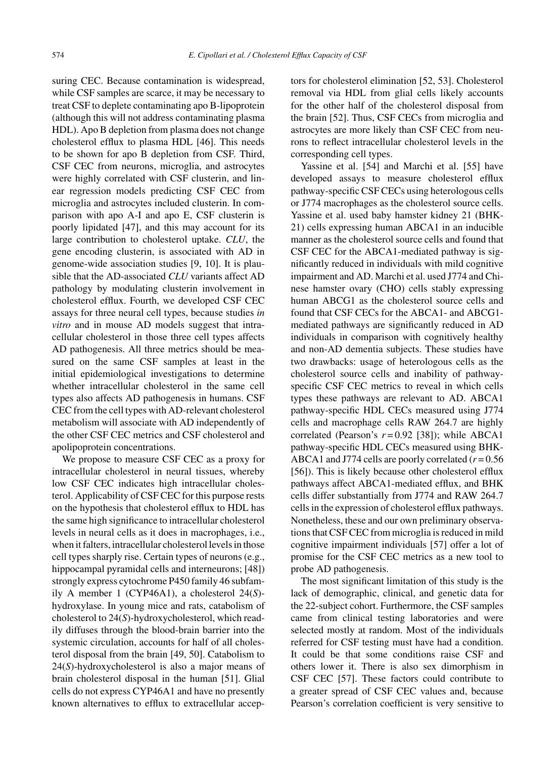suring CEC. Because contamination is widespread, while CSF samples are scarce, it may be necessary to treat CSF to deplete contaminating apo B-lipoprotein (although this will not address contaminating plasma HDL). Apo B depletion from plasma does not change cholesterol efflux to plasma HDL [46]. This needs to be shown for apo B depletion from CSF. Third, CSF CEC from neurons, microglia, and astrocytes were highly correlated with CSF clusterin, and linear regression models predicting CSF CEC from microglia and astrocytes included clusterin. In comparison with apo A-I and apo E, CSF clusterin is poorly lipidated [47], and this may account for its large contribution to cholesterol uptake. *CLU*, the gene encoding clusterin, is associated with AD in genome-wide association studies [9, 10]. It is plausible that the AD-associated *CLU* variants affect AD pathology by modulating clusterin involvement in cholesterol efflux. Fourth, we developed CSF CEC assays for three neural cell types, because studies *in vitro* and in mouse AD models suggest that intracellular cholesterol in those three cell types affects AD pathogenesis. All three metrics should be measured on the same CSF samples at least in the initial epidemiological investigations to determine whether intracellular cholesterol in the same cell types also affects AD pathogenesis in humans. CSF CEC from the cell types with AD-relevant cholesterol metabolism will associate with AD independently of the other CSF CEC metrics and CSF cholesterol and apolipoprotein concentrations.

We propose to measure CSF CEC as a proxy for intracellular cholesterol in neural tissues, whereby low CSF CEC indicates high intracellular cholesterol. Applicability of CSF CEC for this purpose rests on the hypothesis that cholesterol efflux to HDL has the same high significance to intracellular cholesterol levels in neural cells as it does in macrophages, i.e., when it falters, intracellular cholesterol levels in those cell types sharply rise. Certain types of neurons (e.g., hippocampal pyramidal cells and interneurons; [48]) strongly express cytochrome P450 family 46 subfamily A member 1 (CYP46A1), a cholesterol 24(*S*)-hydroxylase. In young mice and rats, catabolism of cholesterol to 24(*S*)-hydroxycholesterol, which readily diffuses through the blood-brain barrier into the systemic circulation, accounts for half of all cholesterol disposal from the brain [49, 50]. Catabolism to 24(*S*)-hydroxycholesterol is also a major means of brain cholesterol disposal in the human [51]. Glial cells do not express CYP46A1 and have no presently known alternatives to efflux to extracellular acceptors for cholesterol elimination [52, 53]. Cholesterol removal via HDL from glial cells likely accounts for the other half of the cholesterol disposal from the brain [52]. Thus, CSF CECs from microglia and astrocytes are more likely than CSF CEC from neurons to reflect intracellular cholesterol levels in the corresponding cell types.

Yassine et al. [54] and Marchi et al. [55] have developed assays to measure cholesterol efflux pathway-specific CSF CECs using heterologous cells or J774 macrophages as the cholesterol source cells. Yassine et al. used baby hamster kidney 21 (BHK-21) cells expressing human ABCA1 in an inducible manner as the cholesterol source cells and found that CSF CEC for the ABCA1-mediated pathway is significantly reduced in individuals with mild cognitive impairment and AD. Marchi et al. used J774 and Chinese hamster ovary (CHO) cells stably expressing human ABCG1 as the cholesterol source cells and found that CSF CECs for the ABCA1- and ABCG1-mediated pathways are significantly reduced in AD individuals in comparison with cognitively healthy and non-AD dementia subjects. These studies have two drawbacks: usage of heterologous cells as the cholesterol source cells and inability of pathway-specific CSF CEC metrics to reveal in which cells types these pathways are relevant to AD. ABCA1 pathway-specific HDL CECs measured using J774 cells and macrophage cells RAW 264.7 are highly correlated (Pearson's $r = 0.92$ [38]); while ABCA1 pathway-specific HDL CECs measured using BHK-ABCA1 and J774 cells are poorly correlated ($r = 0.56$ [56]). This is likely because other cholesterol efflux pathways affect ABCA1-mediated efflux, and BHK cells differ substantially from J774 and RAW 264.7 cells in the expression of cholesterol efflux pathways. Nonetheless, these and our own preliminary observations that CSF CEC from microglia is reduced in mild cognitive impairment individuals [57] offer a lot of promise for the CSF CEC metrics as a new tool to probe AD pathogenesis.

The most significant limitation of this study is the lack of demographic, clinical, and genetic data for the 22-subject cohort. Furthermore, the CSF samples came from clinical testing laboratories and were selected mostly at random. Most of the individuals referred for CSF testing must have had a condition. It could be that some conditions raise CSF and others lower it. There is also sex dimorphism in CSF CEC [57]. These factors could contribute to a greater spread of CSF CEC values and, because Pearson's correlation coefficient is very sensitive to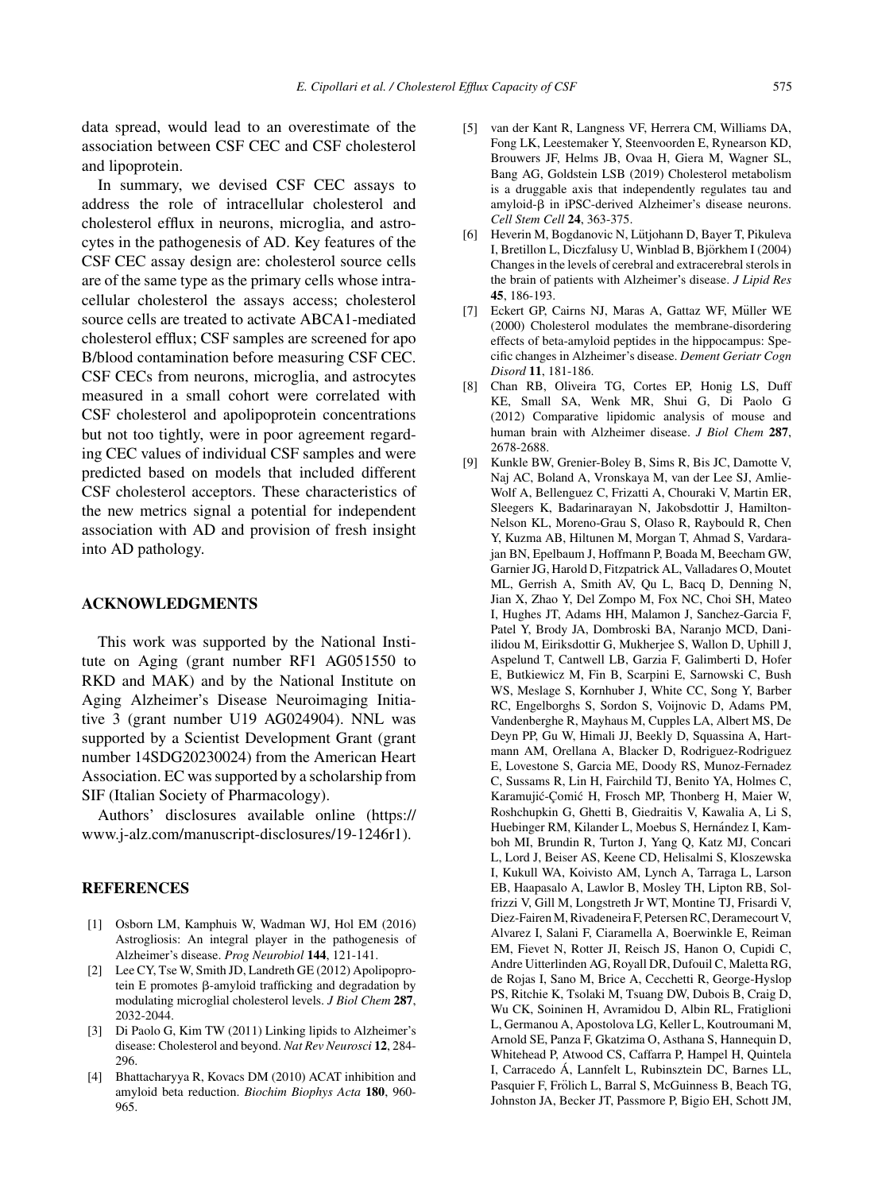data spread, would lead to an overestimate of the association between CSF CEC and CSF cholesterol and lipoprotein.

In summary, we devised CSF CEC assays to address the role of intracellular cholesterol and cholesterol efflux in neurons, microglia, and astrocytes in the pathogenesis of AD. Key features of the CSF CEC assay design are: cholesterol source cells are of the same type as the primary cells whose intracellular cholesterol the assays access; cholesterol source cells are treated to activate ABCA1-mediated cholesterol efflux; CSF samples are screened for apo B/blood contamination before measuring CSF CEC. CSF CECs from neurons, microglia, and astrocytes measured in a small cohort were correlated with CSF cholesterol and apolipoprotein concentrations but not too tightly, were in poor agreement regarding CEC values of individual CSF samples and were predicted based on models that included different CSF cholesterol acceptors. These characteristics of the new metrics signal a potential for independent association with AD and provision of fresh insight into AD pathology.

## ACKNOWLEDGMENTS

This work was supported by the National Institute on Aging (grant number RF1 AG051550 to RKD and MAK) and by the National Institute on Aging Alzheimer's Disease Neuroimaging Initiative 3 (grant number U19 AG024904). NNL was supported by a Scientist Development Grant (grant number 14SDG20230024) from the American Heart Association. EC was supported by a scholarship from SIF (Italian Society of Pharmacology).

Authors' disclosures available online (https://www.j-alz.com/manuscript-disclosures/19-1246r1).

## REFERENCES

[1] Osborn LM, Kamphuis W, Wadman WJ, Hol EM (2016) Astrogliosis: An integral player in the pathogenesis of Alzheimer's disease. *Prog Neurobiol* **144**, 121-141.

[2] Lee CY, Tse W, Smith JD, Landreth GE (2012) Apolipoprotein E promotes β-amyloid trafficking and degradation by modulating microglial cholesterol levels. *J Biol Chem* **287**, 2032-2044.

[3] Di Paolo G, Kim TW (2011) Linking lipids to Alzheimer's disease: Cholesterol and beyond. *Nat Rev Neurosci* **12**, 284-296.

[4] Bhattacharyya R, Kovacs DM (2010) ACAT inhibition and amyloid beta reduction. *Biochim Biophys Acta* **180**, 960-965.

[5] van der Kant R, Langness VF, Herrera CM, Williams DA, Fong LK, Leestemaker Y, Steenvoorden E, Rynearson KD, Brouwers JF, Helms JB, Ovaa H, Giera M, Wagner SL, Bang AG, Goldstein LSB (2019) Cholesterol metabolism is a druggable axis that independently regulates tau and amyloid-β in iPSC-derived Alzheimer's disease neurons. *Cell Stem Cell* **24**, 363-375.

[6] Heverin M, Bogdanovic N, Lütjohann D, Bayer T, Pikuleva I, Bretillon L, Diczfalusy U, Winblad B, Björkhem I (2004) Changes in the levels of cerebral and extracerebral sterols in the brain of patients with Alzheimer's disease. *J Lipid Res* **45**, 186-193.

[7] Eckert GP, Cairns NJ, Maras A, Gattaz WF, Müller WE (2000) Cholesterol modulates the membrane-disordering effects of beta-amyloid peptides in the hippocampus: Specific changes in Alzheimer's disease. *Dement Geriatr Cogn Disord* **11**, 181-186.

[8] Chan RB, Oliveira TG, Cortes EP, Honig LS, Duff KE, Small SA, Wenk MR, Shui G, Di Paolo G (2012) Comparative lipidomic analysis of mouse and human brain with Alzheimer disease. *J Biol Chem* **287**, 2678-2688.

[9] Kunkle BW, Grenier-Boley B, Sims R, Bis JC, Damotte V, Naj AC, Boland A, Vronskaya M, van der Lee SJ, Amlie-Wolf A, Bellenguez C, Frizatti A, Chouraki V, Martin ER, Sleegers K, Badarinarayan N, Jakobsdottir J, Hamilton-Nelson KL, Moreno-Grau S, Olaso R, Raybould R, Chen Y, Kuzma AB, Hiltunen M, Morgan T, Ahmad S, Vardarajan BN, Epelbaum J, Hoffmann P, Boada M, Beecham GW, Garnier JG, Harold D, Fitzpatrick AL, Valladares O, Moutet ML, Gerrish A, Smith AV, Qu L, Bacq D, Denning N, Jian X, Zhao Y, Del Zompo M, Fox NC, Choi SH, Mateo I, Hughes JT, Adams HH, Malamon J, Sanchez-Garcia F, Patel Y, Brody JA, Dombroski BA, Naranjo MCD, Daniilidou M, Eiriksdottir G, Mukherjee S, Wallon D, Uphill J, Aspelund T, Cantwell LB, Garzia F, Galimberti D, Hofer E, Butkiewicz M, Fin B, Scarpini E, Sarnowski C, Bush WS, Meslage S, Kornhuber J, White CC, Song Y, Barber RC, Engelborghs S, Sordon S, Voijnovic D, Adams PM, Vandenberghe R, Mayhaus M, Cupples LA, Albert MS, De Deyn PP, Gu W, Himali JJ, Beekly D, Squassina A, Hartmann AM, Orellana A, Blacker D, Rodriguez-Rodriguez E, Lovestone S, Garcia ME, Doody RS, Munoz-Fernadez C, Sussams R, Lin H, Fairchild TJ, Benito YA, Holmes C, Karamujić-Čomić H, Frosch MP, Thonberg H, Maier W, Roshchupkin G, Ghetti B, Giedraitis V, Kawalia A, Li S, Huebinger RM, Kilander L, Moebus S, Hernández I, Kamboh MI, Brundin R, Turton J, Yang Q, Katz MJ, Concari L, Lord J, Beiser AS, Keene CD, Helisalmi S, Kloszewska I, Kukull WA, Koivisto AM, Lynch A, Tarraga L, Larson EB, Haapasalo A, Lawlor B, Mosley TH, Lipton RB, Solfrizzi V, Gill M, Longstreth Jr WT, Montine TJ, Frisardi V, Diez-Fairen M, Rivadeneira F, Petersen RC, Deramecourt V, Alvarez I, Salani F, Ciaramella A, Boerwinkle E, Reiman EM, Fievet N, Rotter JI, Reisch JS, Hanon O, Cupidi C, Andre Uitterlinden AG, Royall DR, Dufouil C, Maletta RG, de Rojas I, Sano M, Brice A, Cecchetti R, George-Hyslop PS, Ritchie K, Tsolaki M, Tsuang DW, Dubois B, Craig D, Wu CK, Soininen H, Avramidou D, Albin RL, Fratiglioni L, Germanou A, Apostolova LG, Keller L, Koutroumani M, Arnold SE, Panza F, Gkatzima O, Asthana S, Hannequin D, Whitehead P, Atwood CS, Caffarra P, Hampel H, Quintela I, Carracedo Á, Lannfelt L, Rubinsztein DC, Barnes LL, Pasquier F, Frölich L, Barral S, McGuinness B, Beach TG, Johnston JA, Becker JT, Passmore P, Bigio EH, Schott JM,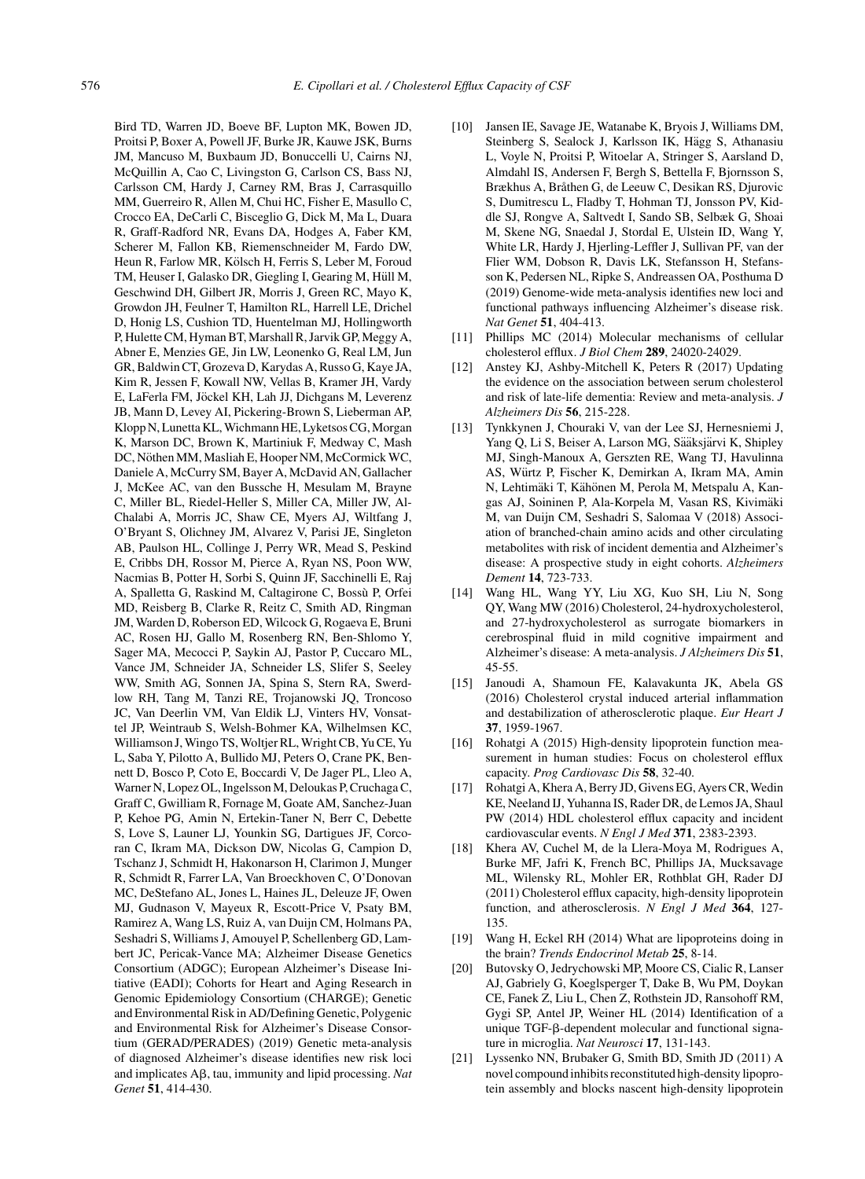Bird TD, Warren JD, Boeve BF, Lupton MK, Bowen JD, Proitsi P, Boxer A, Powell JF, Burke JR, Kauwe JSK, Burns JM, Mancuso M, Buxbaum JD, Bonuccelli U, Cairns NJ, McQuillin A, Cao C, Livingston G, Carlson CS, Bass NJ, Carlsson CM, Hardy J, Carney RM, Bras J, Carrasquillo MM, Guerreiro R, Allen M, Chui HC, Fisher E, Masullo C, Crocco EA, DeCarli C, Bisceglio G, Dick M, Ma L, Duara R, Graff-Radford NR, Evans DA, Hodges A, Faber KM, Scherer M, Fallon KB, Riemenschneider M, Fardo DW, Heun R, Farlow MR, Kölsch H, Ferris S, Leber M, Foroud TM, Heuser I, Galasko DR, Giegling I, Gearing M, Hüll M, Geschwind DH, Gilbert JR, Morris J, Green RC, Mayo K, Growdon JH, Feulner T, Hamilton RL, Harrell LE, Drichel D, Honig LS, Cushion TD, Huentelman MJ, Hollingworth P, Hulette CM, Hyman BT, Marshall R, Jarvik GP, Meggy A, Abner E, Menzies GE, Jin LW, Leonenko G, Real LM, Jun GR, Baldwin CT, Grozeva D, Karydas A, Russo G, Kaye JA, Kim R, Jessen F, Kowall NW, Vellas B, Kramer JH, Vardy E, LaFerla FM, Jöckel KH, Lah JJ, Dichgans M, Leverenz JB, Mann D, Levey AI, Pickering-Brown S, Lieberman AP, Klopp N, Lunetta KL, Wichmann HE, Lyketsos CG, Morgan K, Marson DC, Brown K, Martiniuk F, Medway C, Mash DC, Nöthen MM, Masliah E, Hooper NM, McCormick WC, Daniele A, McCurry SM, Bayer A, McDavid AN, Gallacher J, McKee AC, van den Bussche H, Mesulam M, Brayne C, Miller BL, Riedel-Heller S, Miller CA, Miller JW, Al-Chalabi A, Morris JC, Shaw CE, Myers AJ, Wiltfang J, O'Bryant S, Olichney JM, Alvarez V, Parisi JE, Singleton AB, Paulson HL, Collinge J, Perry WR, Mead S, Peskind E, Cribbs DH, Rossor M, Pierce A, Ryan NS, Poon WW, Nacmias B, Potter H, Sorbi S, Quinn JF, Sacchinelli E, Raj A, Spalletta G, Raskind M, Caltagirone C, Bossù P, Orfei MD, Reisberg B, Clarke R, Reitz C, Smith AD, Ringman JM, Warden D, Roberson ED, Wilcock G, Rogaeva E, Bruni AC, Rosen HJ, Gallo M, Rosenberg RN, Ben-Shlomo Y, Sager MA, Mecocci P, Saykin AJ, Pastor P, Cuccaro ML, Vance JM, Schneider JA, Schneider LS, Slifer S, Seeley WW, Smith AG, Sonnen JA, Spina S, Stern RA, Swerdlow RH, Tang M, Tanzi RE, Trojanowski JQ, Troncoso JC, Van Deerlin VM, Van Eldik LJ, Vinters HV, Vonsattel JP, Weintraub S, Welsh-Bohmer KA, Wilhelmsen KC, Williamson J, Wingo TS, Woltjer RL, Wright CB, Yu CE, Yu L, Saba Y, Pilotto A, Bullido MJ, Peters O, Crane PK, Bennett D, Bosco P, Coto E, Boccardi V, De Jager PL, Lleo A, Warner N, Lopez OL, Ingelsson M, Deloukas P, Cruchaga C, Graff C, Gwilliam R, Fornage M, Goate AM, Sanchez-Juan P, Kehoe PG, Amin N, Ertekin-Taner N, Berr C, Debette S, Love S, Launer LJ, Younkin SG, Dartigues JF, Corcoran C, Ikram MA, Dickson DW, Nicolas G, Campion D, Tschanz J, Schmidt H, Hakonarson H, Clarimon J, Munger R, Schmidt R, Farrer LA, Van Broeckhoven C, O'Donovan MC, DeStefano AL, Jones L, Haines JL, Deleuze JF, Owen MJ, Gudnason V, Mayeux R, Escott-Price V, Psaty BM, Ramirez A, Wang LS, Ruiz A, van Duijn CM, Holmans PA, Seshadri S, Williams J, Amouyel P, Schellenberg GD, Lambert JC, Pericak-Vance MA; Alzheimer Disease Genetics Consortium (ADGC); European Alzheimer's Disease Initiative (EADI); Cohorts for Heart and Aging Research in Genomic Epidemiology Consortium (CHARGE); Genetic and Environmental Risk in AD/Defining Genetic, Polygenic and Environmental Risk for Alzheimer's Disease Consortium (GERAD/PERADES) (2019) Genetic meta-analysis of diagnosed Alzheimer's disease identifies new risk loci and implicates Aβ, tau, immunity and lipid processing. *Nat Genet* **51**, 414-430.

[10] Jansen IE, Savage JE, Watanabe K, Bryois J, Williams DM, Steinberg S, Sealock J, Karlsson IK, Hägg S, Athanasiu L, Voyle N, Proitsi P, Witoelar A, Stringer S, Aarsland D, Almdahl IS, Andersen F, Bergh S, Bettella F, Bjornsson S, Brækhus A, Bråthen G, de Leeuw C, Desikan RS, Djurovic S, Dumitrescu L, Fladby T, Hohman TJ, Jonsson PV, Kiddle SJ, Rongve A, Saltvedt I, Sando SB, Selbæk G, Shoai M, Skene NG, Snaedal J, Stordal E, Ulstein ID, Wang Y, White LR, Hardy J, Hjerling-Leffler J, Sullivan PF, van der Flier WM, Dobson R, Davis LK, Stefansson H, Stefansson K, Pedersen NL, Ripke S, Andreassen OA, Posthuma D (2019) Genome-wide meta-analysis identifies new loci and functional pathways influencing Alzheimer's disease risk. *Nat Genet* **51**, 404-413.

[11] Phillips MC (2014) Molecular mechanisms of cellular cholesterol efflux. *J Biol Chem* **289**, 24020-24029.

[12] Anstey KJ, Ashby-Mitchell K, Peters R (2017) Updating the evidence on the association between serum cholesterol and risk of late-life dementia: Review and meta-analysis. *J Alzheimers Dis* **56**, 215-228.

[13] Tynkkynen J, Chouraki V, van der Lee SJ, Hernesniemi J, Yang Q, Li S, Beiser A, Larson MG, Sääksjärvi K, Shipley MJ, Singh-Manoux A, Gerszten RE, Wang TJ, Havulinna AS, Würtz P, Fischer K, Demirkan A, Ikram MA, Amin N, Lehtimäki T, Kähönen M, Perola M, Metspalu A, Kangas AJ, Soininen P, Ala-Korpela M, Vasan RS, Kivimäki M, van Duijn CM, Seshadri S, Salomaa V (2018) Association of branched-chain amino acids and other circulating metabolites with risk of incident dementia and Alzheimer's disease: A prospective study in eight cohorts. *Alzheimers Dement* **14**, 723-733.

[14] Wang HL, Wang YY, Liu XG, Kuo SH, Liu N, Song QY, Wang MW (2016) Cholesterol, 24-hydroxycholesterol, and 27-hydroxycholesterol as surrogate biomarkers in cerebrospinal fluid in mild cognitive impairment and Alzheimer's disease: A meta-analysis. *J Alzheimers Dis* **51**, 45-55.

[15] Janoudi A, Shamoun FE, Kalavakunta JK, Abela GS (2016) Cholesterol crystal induced arterial inflammation and destabilization of atherosclerotic plaque. *Eur Heart J* **37**, 1959-1967.

[16] Rohatgi A (2015) High-density lipoprotein function measurement in human studies: Focus on cholesterol efflux capacity. *Prog Cardiovasc Dis* **58**, 32-40.

[17] Rohatgi A, Khera A, Berry JD, Givens EG, Ayers CR, Wedin KE, Neeland IJ, Yuhanna IS, Rader DR, de Lemos JA, Shaul PW (2014) HDL cholesterol efflux capacity and incident cardiovascular events. *N Engl J Med* **371**, 2383-2393.

[18] Khera AV, Cuchel M, de la Llera-Moya M, Rodrigues A, Burke MF, Jafri K, French BC, Phillips JA, Mucksavage ML, Wilensky RL, Mohler ER, Rothblat GH, Rader DJ (2011) Cholesterol efflux capacity, high-density lipoprotein function, and atherosclerosis. *N Engl J Med* **364**, 127-135.

[19] Wang H, Eckel RH (2014) What are lipoproteins doing in the brain? *Trends Endocrinol Metab* **25**, 8-14.

[20] Butovsky O, Jedrychowski MP, Moore CS, Cialic R, Lanser AJ, Gabriely G, Koeglsperger T, Dake B, Wu PM, Doykan CE, Fanek Z, Liu L, Chen Z, Rothstein JD, Ransohoff RM, Gygi SP, Antel JP, Weiner HL (2014) Identification of a unique TGF-β-dependent molecular and functional signature in microglia. *Nat Neurosci* **17**, 131-143.

[21] Lyssenko NN, Brubaker G, Smith BD, Smith JD (2011) A novel compound inhibits reconstituted high-density lipoprotein assembly and blocks nascent high-density lipoprotein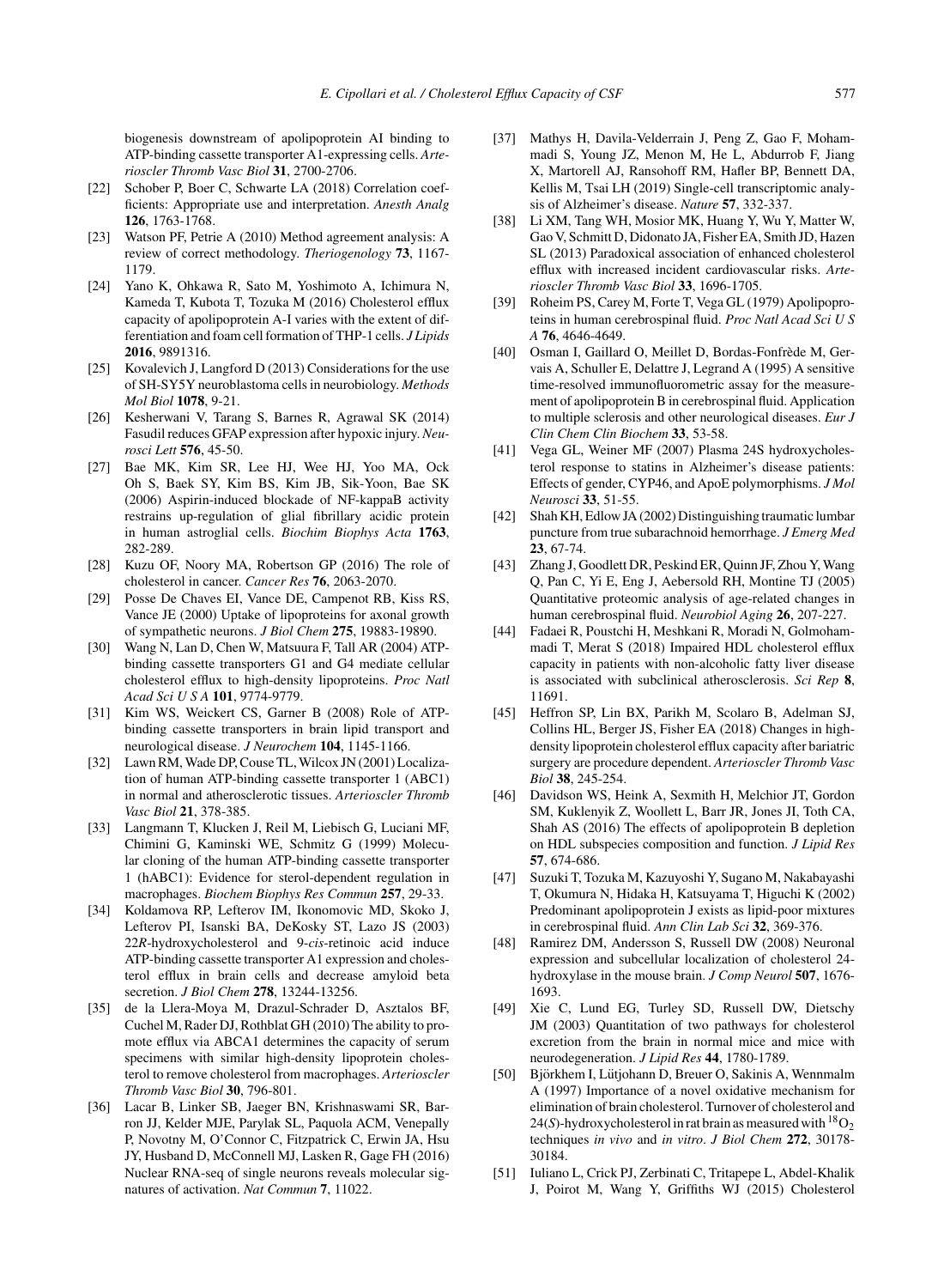biogenesis downstream of apolipoprotein AI binding to ATP-binding cassette transporter A1-expressing cells. *Arterioscler Thromb Vasc Biol* **31**, 2700-2706.

[22] Schober P, Boer C, Schwarte LA (2018) Correlation coefficients: Appropriate use and interpretation. *Anesth Analg* **126**, 1763-1768.

[23] Watson PF, Petrie A (2010) Method agreement analysis: A review of correct methodology. *Theriogenology* **73**, 1167-1179.

[24] Yano K, Ohkawa R, Sato M, Yoshimoto A, Ichimura N, Kameda T, Kubota T, Tozuka M (2016) Cholesterol efflux capacity of apolipoprotein A-I varies with the extent of differentiation and foam cell formation of THP-1 cells. *J Lipids* **2016**, 9891316.

[25] Kovalevich J, Langford D (2013) Considerations for the use of SH-SY5Y neuroblastoma cells in neurobiology. *Methods Mol Biol* **1078**, 9-21.

[26] Kesherwani V, Tarang S, Barnes R, Agrawal SK (2014) Fasudil reduces GFAP expression after hypoxic injury. *Neurosci Lett* **576**, 45-50.

[27] Bae MK, Kim SR, Lee HJ, Wee HJ, Yoo MA, Ock Oh S, Baek SY, Kim BS, Kim JB, Sik-Yoon, Bae SK (2006) Aspirin-induced blockade of NF-kappaB activity restrains up-regulation of glial fibrillary acidic protein in human astroglial cells. *Biochim Biophys Acta* **1763**, 282-289.

[28] Kuzu OF, Noory MA, Robertson GP (2016) The role of cholesterol in cancer. *Cancer Res* **76**, 2063-2070.

[29] Posse De Chaves EI, Vance DE, Campenot RB, Kiss RS, Vance JE (2000) Uptake of lipoproteins for axonal growth of sympathetic neurons. *J Biol Chem* **275**, 19883-19890.

[30] Wang N, Lan D, Chen W, Matsuura F, Tall AR (2004) ATP-binding cassette transporters G1 and G4 mediate cellular cholesterol efflux to high-density lipoproteins. *Proc Natl Acad Sci U S A* **101**, 9774-9779.

[31] Kim WS, Weickert CS, Garner B (2008) Role of ATP-binding cassette transporters in brain lipid transport and neurological disease. *J Neurochem* **104**, 1145-1166.

[32] Lawn RM, Wade DP, Couse TL, Wilcox JN (2001) Localization of human ATP-binding cassette transporter 1 (ABC1) in normal and atherosclerotic tissues. *Arterioscler Thromb Vasc Biol* **21**, 378-385.

[33] Langmann T, Klucken J, Reil M, Liebisch G, Luciani MF, Chimini G, Kaminski WE, Schmitz G (1999) Molecular cloning of the human ATP-binding cassette transporter 1 (hABC1): Evidence for sterol-dependent regulation in macrophages. *Biochem Biophys Res Commun* **257**, 29-33.

[34] Koldamova RP, Lefterov IM, Ikonomovic MD, Skoko J, Lefterov PI, Isanski BA, DeKosky ST, Lazo JS (2003) 22*R*-hydroxycholesterol and 9-*cis*-retinoic acid induce ATP-binding cassette transporter A1 expression and cholesterol efflux in brain cells and decrease amyloid beta secretion. *J Biol Chem* **278**, 13244-13256.

[35] de la Llera-Moya M, Drazul-Schrader D, Asztalos BF, Cuchel M, Rader DJ, Rothblat GH (2010) The ability to promote efflux via ABCA1 determines the capacity of serum specimens with similar high-density lipoprotein cholesterol to remove cholesterol from macrophages. *Arterioscler Thromb Vasc Biol* **30**, 796-801.

[36] Lacar B, Linker SB, Jaeger BN, Krishnaswami SR, Barron JJ, Kelder MJE, Parylak SL, Paquola ACM, Venepally P, Novotny M, O'Connor C, Fitzpatrick C, Erwin JA, Hsu JY, Husband D, McConnell MJ, Lasken R, Gage FH (2016) Nuclear RNA-seq of single neurons reveals molecular signatures of activation. *Nat Commun* **7**, 11022.

[37] Mathys H, Davila-Velderrain J, Peng Z, Gao F, Mohammadi S, Young JZ, Menon M, He L, Abdurrob F, Jiang X, Martorell AJ, Ransohoff RM, Hafler BP, Bennett DA, Kellis M, Tsai LH (2019) Single-cell transcriptomic analysis of Alzheimer's disease. *Nature* **57**, 332-337.

[38] Li XM, Tang WH, Mosior MK, Huang Y, Wu Y, Matter W, Gao V, Schmitt D, Didonato JA, Fisher EA, Smith JD, Hazen SL (2013) Paradoxical association of enhanced cholesterol efflux with increased incident cardiovascular risks. *Arterioscler Thromb Vasc Biol* **33**, 1696-1705.

[39] Roheim PS, Carey M, Forte T, Vega GL (1979) Apolipoproteins in human cerebrospinal fluid. *Proc Natl Acad Sci U S A* **76**, 4646-4649.

[40] Osman I, Gaillard O, Meillet D, Bordas-Fonfrède M, Gervais A, Schuller E, Delattre J, Legrand A (1995) A sensitive time-resolved immunofluorometric assay for the measurement of apolipoprotein B in cerebrospinal fluid. Application to multiple sclerosis and other neurological diseases. *Eur J Clin Chem Clin Biochem* **33**, 53-58.

[41] Vega GL, Weiner MF (2007) Plasma 24S hydroxycholesterol response to statins in Alzheimer's disease patients: Effects of gender, CYP46, and ApoE polymorphisms. *J Mol Neurosci* **33**, 51-55.

[42] Shah KH, Edlow JA (2002) Distinguishing traumatic lumbar puncture from true subarachnoid hemorrhage. *J Emerg Med* **23**, 67-74.

[43] Zhang J, Goodlett DR, Peskind ER, Quinn JF, Zhou Y, Wang Q, Pan C, Yi E, Eng J, Aebersold RH, Montine TJ (2005) Quantitative proteomic analysis of age-related changes in human cerebrospinal fluid. *Neurobiol Aging* **26**, 207-227.

[44] Fadaei R, Poustchi H, Meshkani R, Moradi N, Golmohammadi T, Merat S (2018) Impaired HDL cholesterol efflux capacity in patients with non-alcoholic fatty liver disease is associated with subclinical atherosclerosis. *Sci Rep* **8**, 11691.

[45] Heffron SP, Lin BX, Parikh M, Scolaro B, Adelman SJ, Collins HL, Berger JS, Fisher EA (2018) Changes in high-density lipoprotein cholesterol efflux capacity after bariatric surgery are procedure dependent. *Arterioscler Thromb Vasc Biol* **38**, 245-254.

[46] Davidson WS, Heink A, Sexmith H, Melchior JT, Gordon SM, Kuklenyik Z, Woollett L, Barr JR, Jones JI, Toth CA, Shah AS (2016) The effects of apolipoprotein B depletion on HDL subspecies composition and function. *J Lipid Res* **57**, 674-686.

[47] Suzuki T, Tozuka M, Kazuyoshi Y, Sugano M, Nakabayashi T, Okumura N, Hidaka H, Katsuyama T, Higuchi K (2002) Predominant apolipoprotein J exists as lipid-poor mixtures in cerebrospinal fluid. *Ann Clin Lab Sci* **32**, 369-376.

[48] Ramirez DM, Andersson S, Russell DW (2008) Neuronal expression and subcellular localization of cholesterol 24-hydroxylase in the mouse brain. *J Comp Neurol* **507**, 1676-1693.

[49] Xie C, Lund EG, Turley SD, Russell DW, Dietschy JM (2003) Quantitation of two pathways for cholesterol excretion from the brain in normal mice and mice with neurodegeneration. *J Lipid Res* **44**, 1780-1789.

[50] Björkhem I, Lütjohann D, Breuer O, Sakinis A, Wennmalm A (1997) Importance of a novel oxidative mechanism for elimination of brain cholesterol. Turnover of cholesterol and 24(*S*)-hydroxycholesterol in rat brain as measured with $^{18}O_2$ techniques *in vivo* and *in vitro*. *J Biol Chem* **272**, 30178-30184.

[51] Iuliano L, Crick PJ, Zerbinati C, Tritapepe L, Abdel-Khalik J, Poirot M, Wang Y, Griffiths WJ (2015) Cholesterol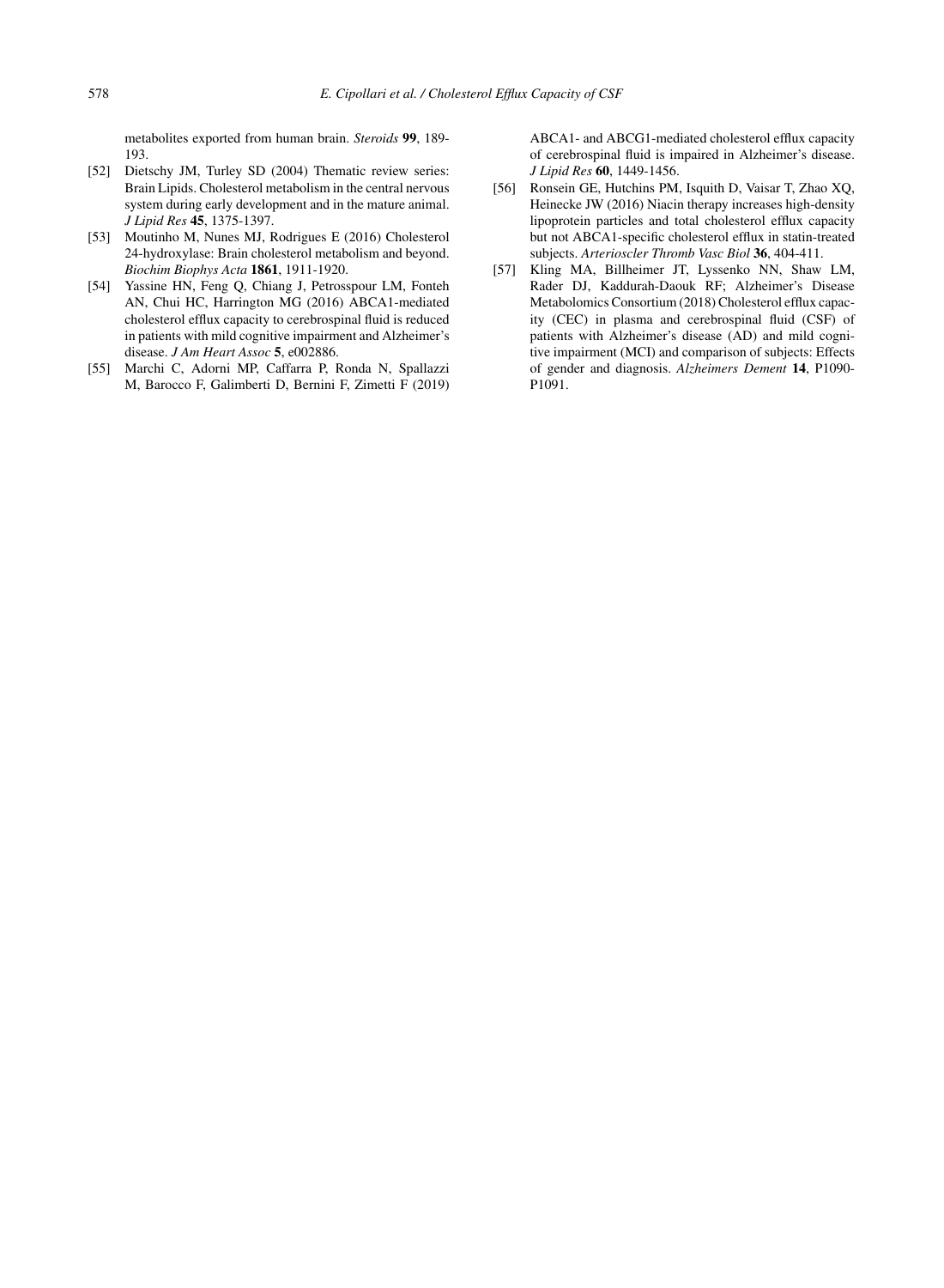metabolites exported from human brain. *Steroids* **99**, 189-193.

[52] Dietschy JM, Turley SD (2004) Thematic review series: Brain Lipids. Cholesterol metabolism in the central nervous system during early development and in the mature animal. *J Lipid Res* **45**, 1375-1397.

[53] Moutinho M, Nunes MJ, Rodrigues E (2016) Cholesterol 24-hydroxylase: Brain cholesterol metabolism and beyond. *Biochim Biophys Acta* **1861**, 1911-1920.

[54] Yassine HN, Feng Q, Chiang J, Petrosspour LM, Fonteh AN, Chui HC, Harrington MG (2016) ABCA1-mediated cholesterol efflux capacity to cerebrospinal fluid is reduced in patients with mild cognitive impairment and Alzheimer's disease. *J Am Heart Assoc* **5**, e002886.

[55] Marchi C, Adorni MP, Caffarra P, Ronda N, Spallazzi M, Barocco F, Galimberti D, Bernini F, Zimetti F (2019) ABCA1- and ABCG1-mediated cholesterol efflux capacity of cerebrospinal fluid is impaired in Alzheimer's disease. *J Lipid Res* **60**, 1449-1456.

[56] Ronsein GE, Hutchins PM, Isquith D, Vaisar T, Zhao XQ, Heinecke JW (2016) Niacin therapy increases high-density lipoprotein particles and total cholesterol efflux capacity but not ABCA1-specific cholesterol efflux in statin-treated subjects. *Arterioscler Thromb Vasc Biol* **36**, 404-411.

[57] Kling MA, Billheimer JT, Lyssenko NN, Shaw LM, Rader DJ, Kaddurah-Daouk RF; Alzheimer's Disease Metabolomics Consortium (2018) Cholesterol efflux capacity (CEC) in plasma and cerebrospinal fluid (CSF) of patients with Alzheimer's disease (AD) and mild cognitive impairment (MCI) and comparison of subjects: Effects of gender and diagnosis. *Alzheimers Dement* **14**, P1090-P1091.